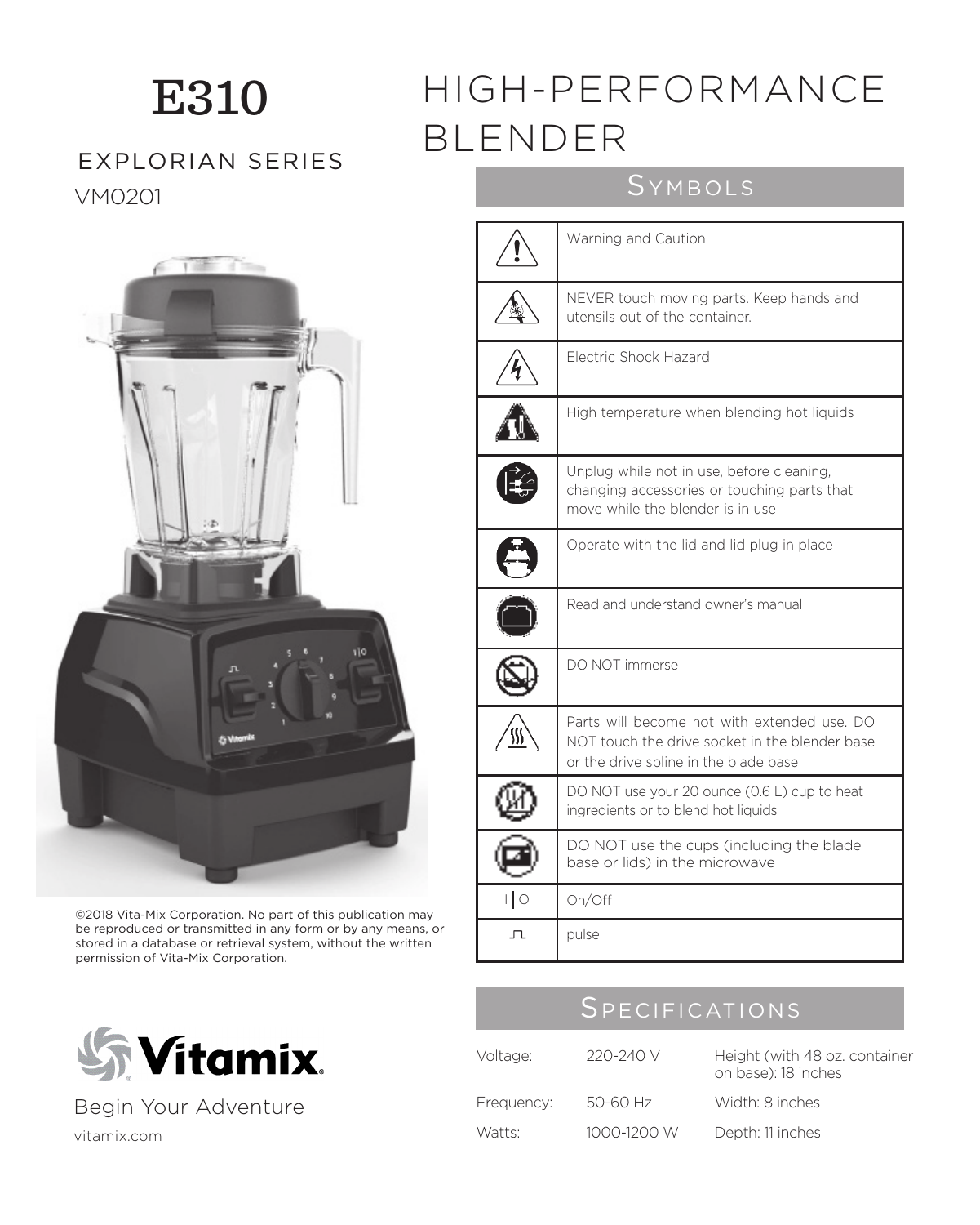# E310

## EXPLORIAN SERIES

VM0201

# HIGH-PERFORMANCE BLENDER

©2018 Vita-Mix Corporation. No part of this publication may be reproduced or transmitted in any form or by any means, or stored in a database or retrieval system, without the written permission of Vita-Mix Corporation.

Vitamix

Begin Your Adventure

vitamix.com

## Symbols

| Symbol | Description |
| --- | --- |
| ⚠ | Warning and Caution |
| | NEVER touch moving parts. Keep hands and utensils out of the container. |
| | Electric Shock Hazard |
| | High temperature when blending hot liquids |
| | Unplug while not in use, before cleaning, changing accessories or touching parts that move while the blender is in use |
| | Operate with the lid and lid plug in place |
| | Read and understand owner's manual |
| | DO NOT immerse |
| | Parts will become hot with extended use. DO NOT touch the drive socket in the blender base or the drive spline in the blade base |
| | DO NOT use your 20 ounce (0.6 L) cup to heat ingredients or to blend hot liquids |
| | DO NOT use the cups (including the blade base or lids) in the microwave |
| I / O | On/Off |
| ⎍ | pulse |

## Specifications

| | | |
| --- | --- | --- |
| Voltage: | 220-240 V | Height (with 48 oz. container on base): 18 inches |
| Frequency: | 50-60 Hz | Width: 8 inches |
| Watts: | 1000-1200 W | Depth: 11 inches |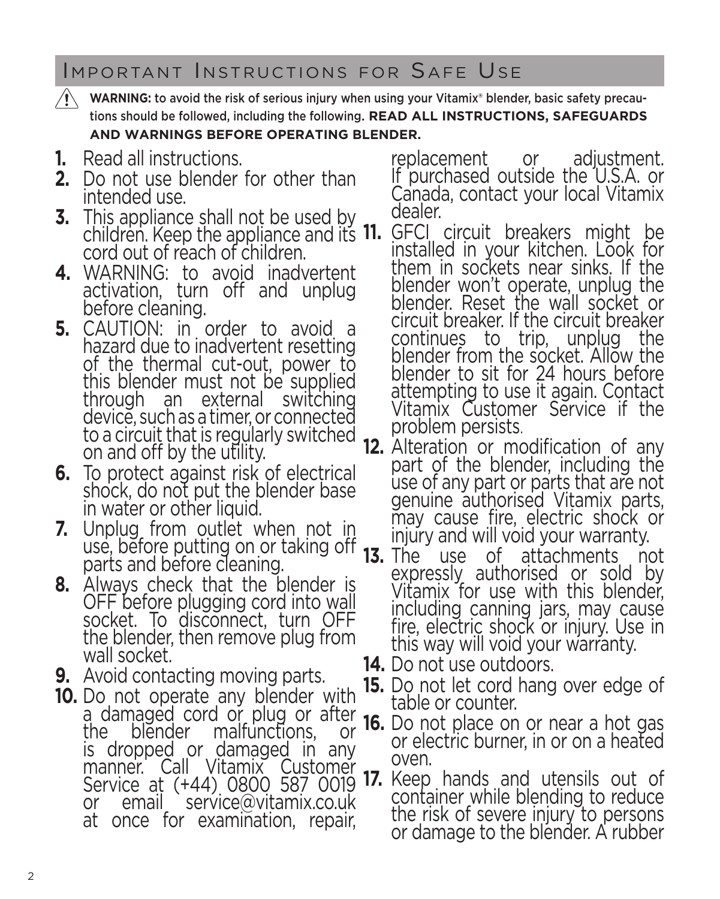## Important Instructions for Safe Use

⚠ **WARNING:** to avoid the risk of serious injury when using your Vitamix® blender, basic safety precautions should be followed, including the following. **READ ALL INSTRUCTIONS, SAFEGUARDS AND WARNINGS BEFORE OPERATING BLENDER.**

1. Read all instructions.
2. Do not use blender for other than intended use.
3. This appliance shall not be used by children. Keep the appliance and its cord out of reach of children.
4. WARNING: to avoid inadvertent activation, turn off and unplug before cleaning.
5. CAUTION: in order to avoid a hazard due to inadvertent resetting of the thermal cut-out, power to this blender must not be supplied through an external switching device, such as a timer, or connected to a circuit that is regularly switched on and off by the utility.
6. To protect against risk of electrical shock, do not put the blender base in water or other liquid.
7. Unplug from outlet when not in use, before putting on or taking off parts and before cleaning.
8. Always check that the blender is OFF before plugging cord into wall socket. To disconnect, turn OFF the blender, then remove plug from wall socket.
9. Avoid contacting moving parts.
10. Do not operate any blender with a damaged cord or plug or after the blender malfunctions, or is dropped or damaged in any manner. Call Vitamix Customer Service at (+44) 0800 587 0019 or email service@vitamix.co.uk at once for examination, repair, replacement or adjustment. If purchased outside the U.S.A. or Canada, contact your local Vitamix dealer.
11. GFCI circuit breakers might be installed in your kitchen. Look for them in sockets near sinks. If the blender won't operate, unplug the blender. Reset the wall socket or circuit breaker. If the circuit breaker continues to trip, unplug the blender from the socket. Allow the blender to sit for 24 hours before attempting to use it again. Contact Vitamix Customer Service if the problem persists.
12. Alteration or modification of any part of the blender, including the use of any part or parts that are not genuine authorised Vitamix parts, may cause fire, electric shock or injury and will void your warranty.
13. The use of attachments not expressly authorised or sold by Vitamix for use with this blender, including canning jars, may cause fire, electric shock or injury. Use in this way will void your warranty.
14. Do not use outdoors.
15. Do not let cord hang over edge of table or counter.
16. Do not place on or near a hot gas or electric burner, in or on a heated oven.
17. Keep hands and utensils out of container while blending to reduce the risk of severe injury to persons or damage to the blender. A rubber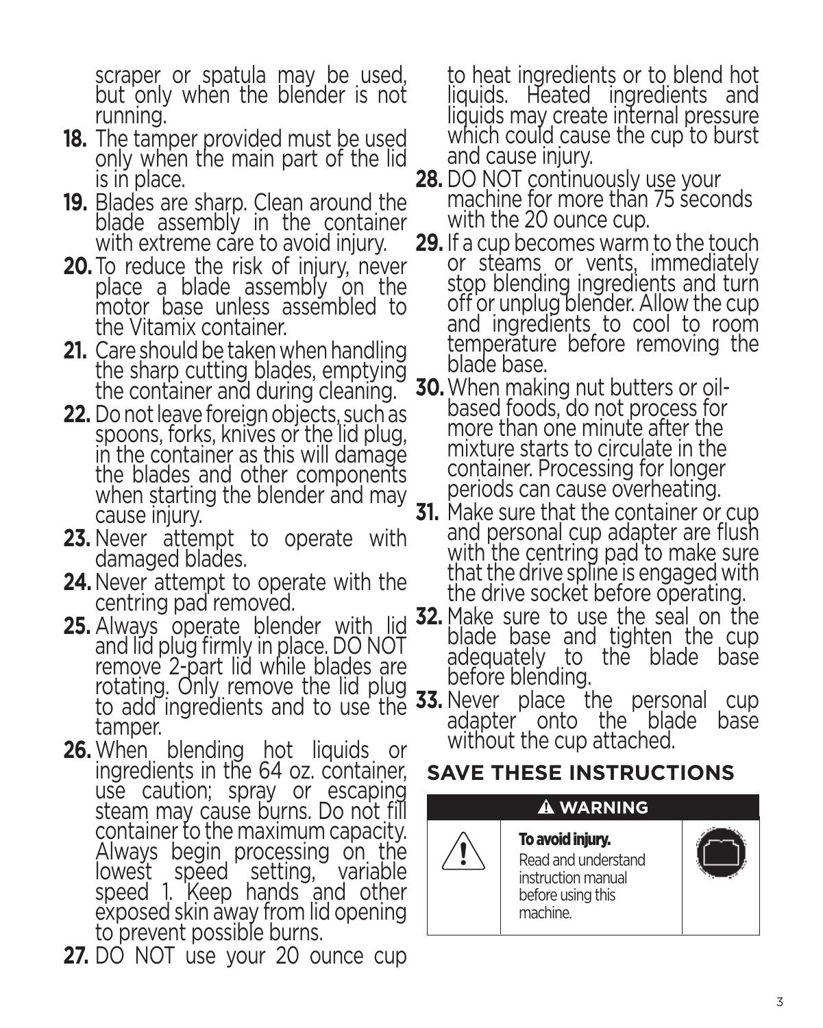scraper or spatula may be used, but only when the blender is not running.

18. The tamper provided must be used only when the main part of the lid is in place.
19. Blades are sharp. Clean around the blade assembly in the container with extreme care to avoid injury.
20. To reduce the risk of injury, never place a blade assembly on the motor base unless assembled to the Vitamix container.
21. Care should be taken when handling the sharp cutting blades, emptying the container and during cleaning.
22. Do not leave foreign objects, such as spoons, forks, knives or the lid plug, in the container as this will damage the blades and other components when starting the blender and may cause injury.
23. Never attempt to operate with damaged blades.
24. Never attempt to operate with the centring pad removed.
25. Always operate blender with lid and lid plug firmly in place. DO NOT remove 2-part lid while blades are rotating. Only remove the lid plug to add ingredients and to use the tamper.
26. When blending hot liquids or ingredients in the 64 oz. container, use caution; spray or escaping steam may cause burns. Do not fill container to the maximum capacity. Always begin processing on the lowest speed setting, variable speed 1. Keep hands and other exposed skin away from lid opening to prevent possible burns.
27. DO NOT use your 20 ounce cup to heat ingredients or to blend hot liquids. Heated ingredients and liquids may create internal pressure which could cause the cup to burst and cause injury.
28. DO NOT continuously use your machine for more than 75 seconds with the 20 ounce cup.
29. If a cup becomes warm to the touch or steams or vents, immediately stop blending ingredients and turn off or unplug blender. Allow the cup and ingredients to cool to room temperature before removing the blade base.
30. When making nut butters or oil-based foods, do not process for more than one minute after the mixture starts to circulate in the container. Processing for longer periods can cause overheating.
31. Make sure that the container or cup and personal cup adapter are flush with the centring pad to make sure that the drive spline is engaged with the drive socket before operating.
32. Make sure to use the seal on the blade base and tighten the cup adequately to the blade base before blending.
33. Never place the personal cup adapter onto the blade base without the cup attached.

## SAVE THESE INSTRUCTIONS

**⚠ WARNING**

**To avoid injury.**
Read and understand instruction manual before using this machine.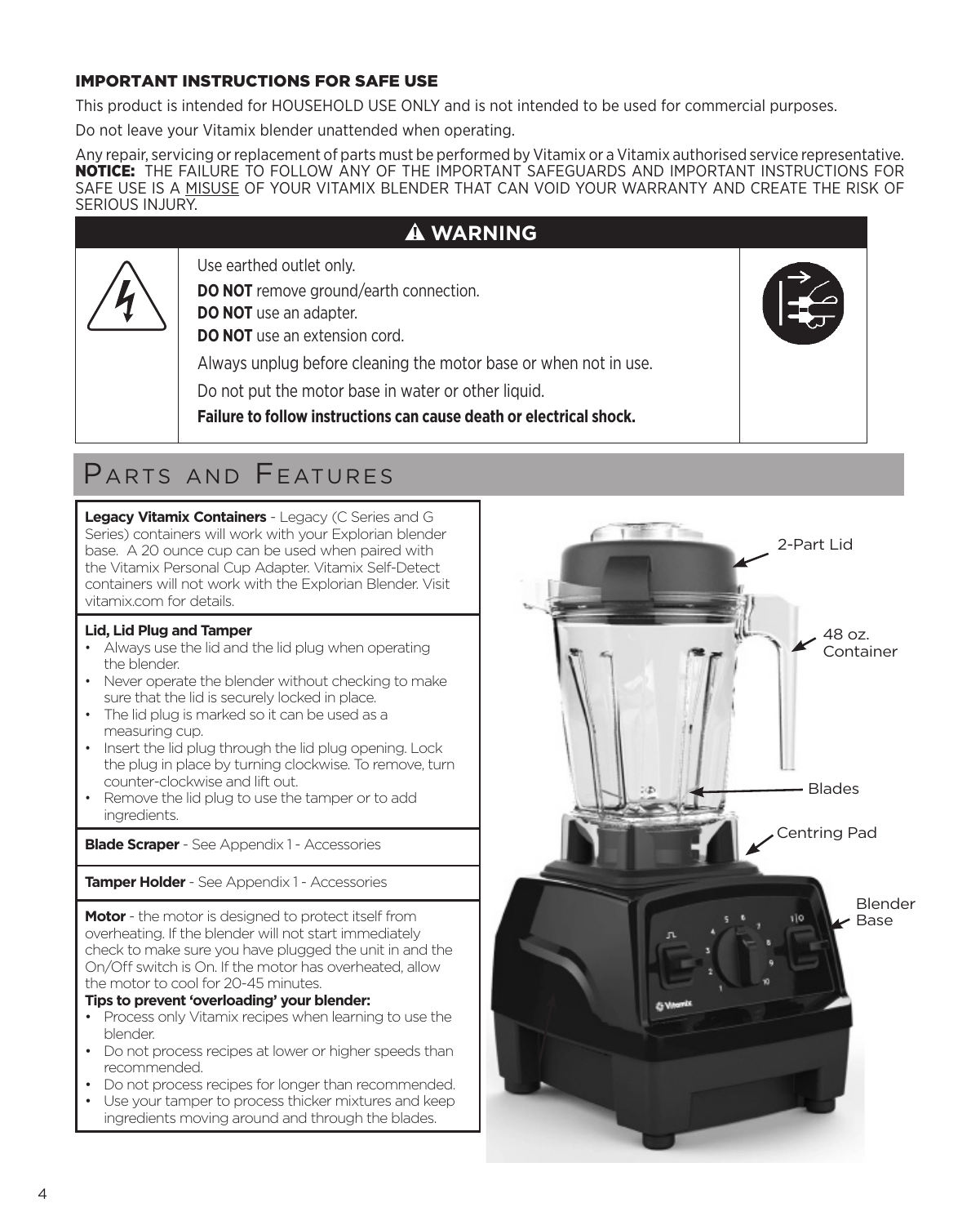### IMPORTANT INSTRUCTIONS FOR SAFE USE

This product is intended for HOUSEHOLD USE ONLY and is not intended to be used for commercial purposes.

Do not leave your Vitamix blender unattended when operating.

Any repair, servicing or replacement of parts must be performed by Vitamix or a Vitamix authorised service representative.

**NOTICE:** THE FAILURE TO FOLLOW ANY OF THE IMPORTANT SAFEGUARDS AND IMPORTANT INSTRUCTIONS FOR SAFE USE IS A MISUSE OF YOUR VITAMIX BLENDER THAT CAN VOID YOUR WARRANTY AND CREATE THE RISK OF SERIOUS INJURY.

**⚠ WARNING**

Use earthed outlet only.

**DO NOT** remove ground/earth connection.

**DO NOT** use an adapter.

**DO NOT** use an extension cord.

Always unplug before cleaning the motor base or when not in use.

Do not put the motor base in water or other liquid.

**Failure to follow instructions can cause death or electrical shock.**

## Parts and Features

**Legacy Vitamix Containers** - Legacy (C Series and G Series) containers will work with your Explorian blender base. A 20 ounce cup can be used when paired with the Vitamix Personal Cup Adapter. Vitamix Self-Detect containers will not work with the Explorian Blender. Visit vitamix.com for details.

**Lid, Lid Plug and Tamper**

- Always use the lid and the lid plug when operating the blender.
- Never operate the blender without checking to make sure that the lid is securely locked in place.
- The lid plug is marked so it can be used as a measuring cup.
- Insert the lid plug through the lid plug opening. Lock the plug in place by turning clockwise. To remove, turn counter-clockwise and lift out.
- Remove the lid plug to use the tamper or to add ingredients.

**Blade Scraper** - See Appendix 1 - Accessories

**Tamper Holder** - See Appendix 1 - Accessories

**Motor** - the motor is designed to protect itself from overheating. If the blender will not start immediately check to make sure you have plugged the unit in and the On/Off switch is On. If the motor has overheated, allow the motor to cool for 20-45 minutes.

**Tips to prevent 'overloading' your blender:**

- Process only Vitamix recipes when learning to use the blender.
- Do not process recipes at lower or higher speeds than recommended.
- Do not process recipes for longer than recommended.
- Use your tamper to process thicker mixtures and keep ingredients moving around and through the blades.

2-Part Lid

48 oz. Container

Blades

Centring Pad

Blender Base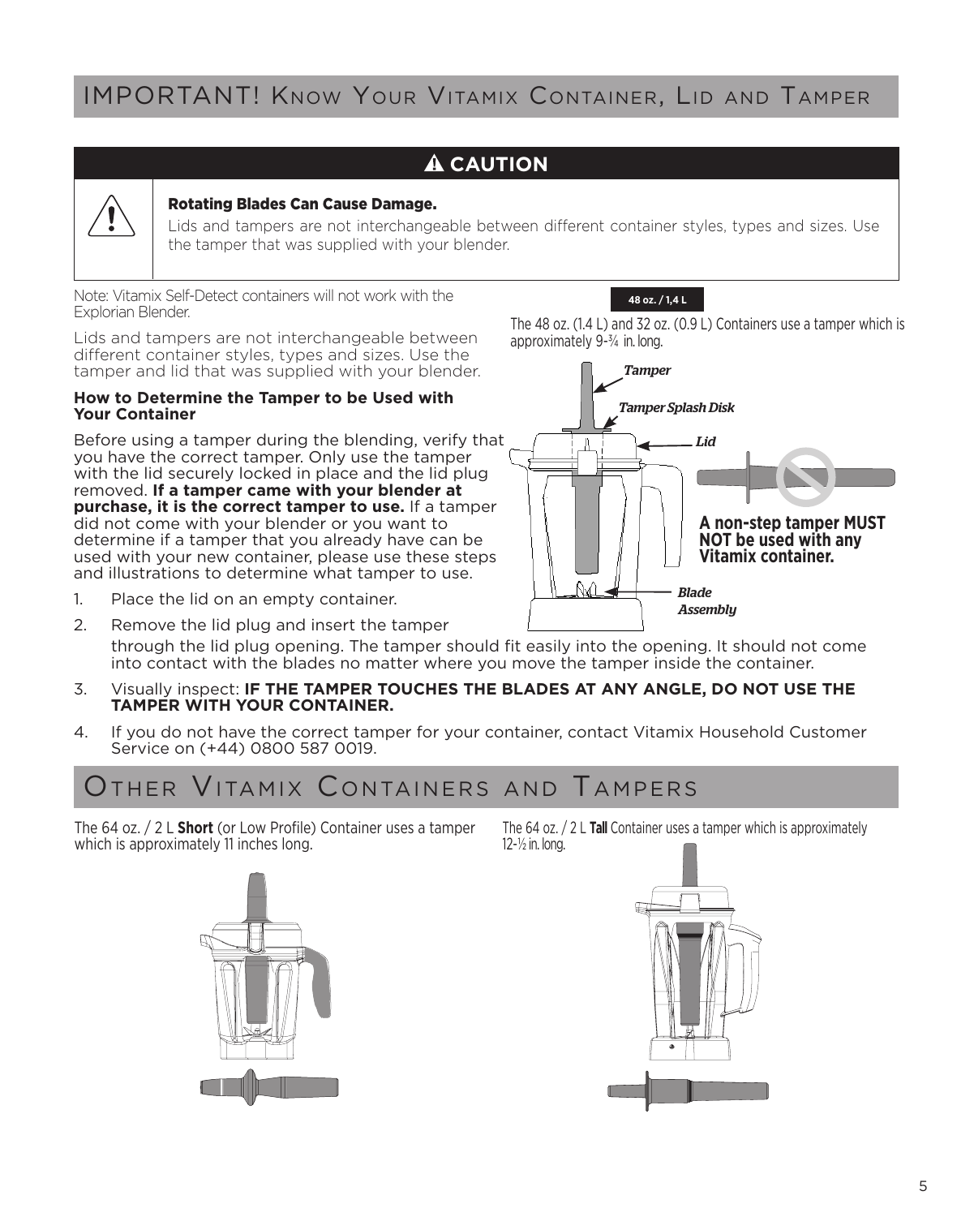# IMPORTANT! Know Your Vitamix Container, Lid and Tamper

## ⚠ CAUTION

**Rotating Blades Can Cause Damage.**

Lids and tampers are not interchangeable between different container styles, types and sizes. Use the tamper that was supplied with your blender.

Note: Vitamix Self-Detect containers will not work with the Explorian Blender.

Lids and tampers are not interchangeable between different container styles, types and sizes. Use the tamper and lid that was supplied with your blender.

**How to Determine the Tamper to be Used with Your Container**

Before using a tamper during the blending, verify that you have the correct tamper. Only use the tamper with the lid securely locked in place and the lid plug removed. **If a tamper came with your blender at purchase, it is the correct tamper to use.** If a tamper did not come with your blender or you want to determine if a tamper that you already have can be used with your new container, please use these steps and illustrations to determine what tamper to use.

1. Place the lid on an empty container.
2. Remove the lid plug and insert the tamper through the lid plug opening. The tamper should fit easily into the opening. It should not come into contact with the blades no matter where you move the tamper inside the container.
3. Visually inspect: **IF THE TAMPER TOUCHES THE BLADES AT ANY ANGLE, DO NOT USE THE TAMPER WITH YOUR CONTAINER.**
4. If you do not have the correct tamper for your container, contact Vitamix Household Customer Service on (+44) 0800 587 0019.

**48 oz. / 1,4 L**

The 48 oz. (1.4 L) and 32 oz. (0.9 L) Containers use a tamper which is approximately 9-¾ in. long.

*Tamper*

*Tamper Splash Disk*

*Lid*

*Blade Assembly*

**A non-step tamper MUST NOT be used with any Vitamix container.**

# Other Vitamix Containers and Tampers

The 64 oz. / 2 L **Short** (or Low Profile) Container uses a tamper which is approximately 11 inches long.

The 64 oz. / 2 L **Tall** Container uses a tamper which is approximately 12-½ in. long.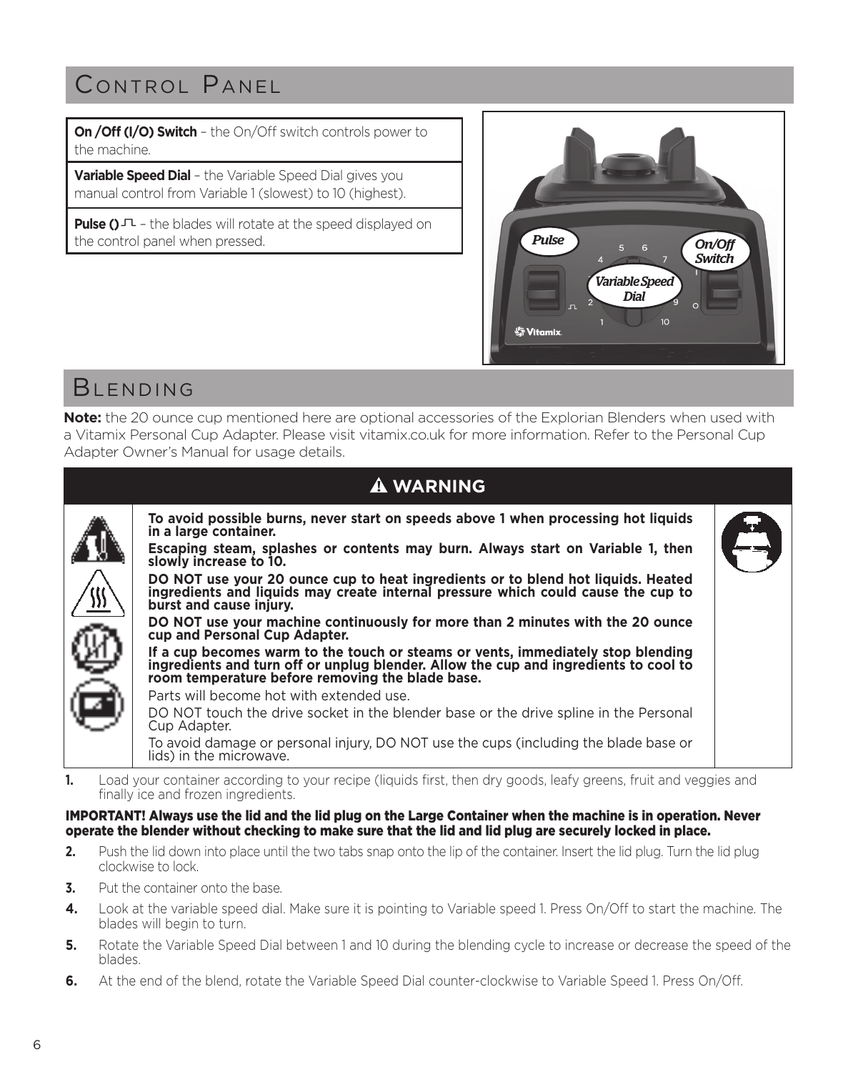## Control Panel

**On /Off (I/O) Switch** – the On/Off switch controls power to the machine.

**Variable Speed Dial** – the Variable Speed Dial gives you manual control from Variable 1 (slowest) to 10 (highest).

**Pulse ()** ⎍ – the blades will rotate at the speed displayed on the control panel when pressed.

## Blending

**Note:** the 20 ounce cup mentioned here are optional accessories of the Explorian Blenders when used with a Vitamix Personal Cup Adapter. Please visit vitamix.co.uk for more information. Refer to the Personal Cup Adapter Owner's Manual for usage details.

### ⚠ WARNING

**To avoid possible burns, never start on speeds above 1 when processing hot liquids in a large container.**

**Escaping steam, splashes or contents may burn. Always start on Variable 1, then slowly increase to 10.**

**DO NOT use your 20 ounce cup to heat ingredients or to blend hot liquids. Heated ingredients and liquids may create internal pressure which could cause the cup to burst and cause injury.**

**DO NOT use your machine continuously for more than 2 minutes with the 20 ounce cup and Personal Cup Adapter.**

**If a cup becomes warm to the touch or steams or vents, immediately stop blending ingredients and turn off or unplug blender. Allow the cup and ingredients to cool to room temperature before removing the blade base.**

Parts will become hot with extended use.

DO NOT touch the drive socket in the blender base or the drive spline in the Personal Cup Adapter.

To avoid damage or personal injury, DO NOT use the cups (including the blade base or lids) in the microwave.

1. Load your container according to your recipe (liquids first, then dry goods, leafy greens, fruit and veggies and finally ice and frozen ingredients.

**IMPORTANT! Always use the lid and the lid plug on the Large Container when the machine is in operation. Never operate the blender without checking to make sure that the lid and lid plug are securely locked in place.**

2. Push the lid down into place until the two tabs snap onto the lip of the container. Insert the lid plug. Turn the lid plug clockwise to lock.
3. Put the container onto the base.
4. Look at the variable speed dial. Make sure it is pointing to Variable speed 1. Press On/Off to start the machine. The blades will begin to turn.
5. Rotate the Variable Speed Dial between 1 and 10 during the blending cycle to increase or decrease the speed of the blades.
6. At the end of the blend, rotate the Variable Speed Dial counter-clockwise to Variable Speed 1. Press On/Off.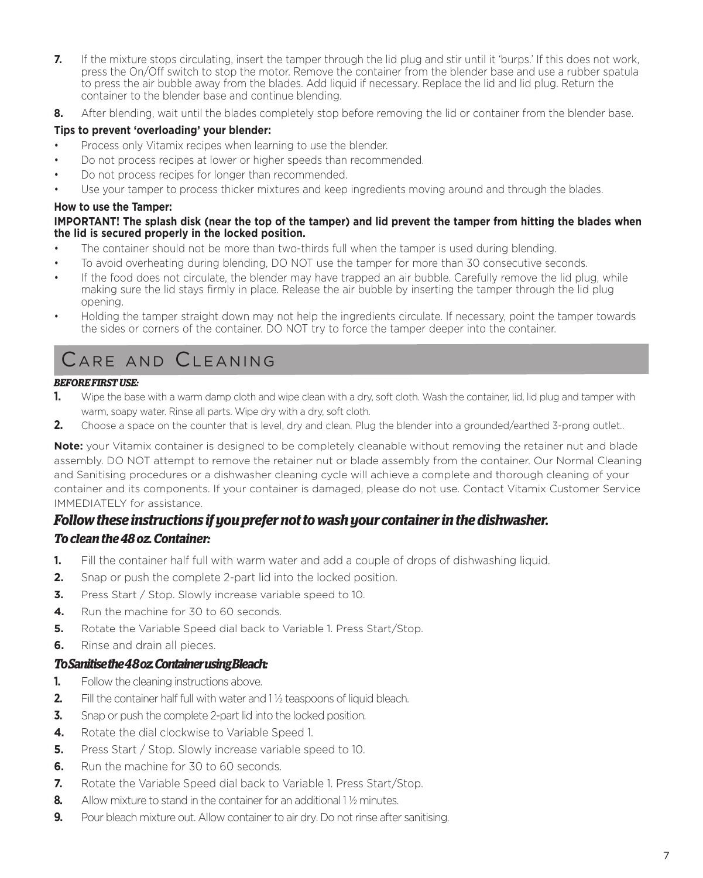7. If the mixture stops circulating, insert the tamper through the lid plug and stir until it 'burps.' If this does not work, press the On/Off switch to stop the motor. Remove the container from the blender base and use a rubber spatula to press the air bubble away from the blades. Add liquid if necessary. Replace the lid and lid plug. Return the container to the blender base and continue blending.
8. After blending, wait until the blades completely stop before removing the lid or container from the blender base.

**Tips to prevent 'overloading' your blender:**

- Process only Vitamix recipes when learning to use the blender.
- Do not process recipes at lower or higher speeds than recommended.
- Do not process recipes for longer than recommended.
- Use your tamper to process thicker mixtures and keep ingredients moving around and through the blades.

**How to use the Tamper:**

**IMPORTANT! The splash disk (near the top of the tamper) and lid prevent the tamper from hitting the blades when the lid is secured properly in the locked position.**

- The container should not be more than two-thirds full when the tamper is used during blending.
- To avoid overheating during blending, DO NOT use the tamper for more than 30 consecutive seconds.
- If the food does not circulate, the blender may have trapped an air bubble. Carefully remove the lid plug, while making sure the lid stays firmly in place. Release the air bubble by inserting the tamper through the lid plug opening.
- Holding the tamper straight down may not help the ingredients circulate. If necessary, point the tamper towards the sides or corners of the container. DO NOT try to force the tamper deeper into the container.

# Care and Cleaning

***BEFORE FIRST USE:***

1. Wipe the base with a warm damp cloth and wipe clean with a dry, soft cloth. Wash the container, lid, lid plug and tamper with warm, soapy water. Rinse all parts. Wipe dry with a dry, soft cloth.
2. Choose a space on the counter that is level, dry and clean. Plug the blender into a grounded/earthed 3-prong outlet..

**Note:** your Vitamix container is designed to be completely cleanable without removing the retainer nut and blade assembly. DO NOT attempt to remove the retainer nut or blade assembly from the container. Our Normal Cleaning and Sanitising procedures or a dishwasher cleaning cycle will achieve a complete and thorough cleaning of your container and its components. If your container is damaged, please do not use. Contact Vitamix Customer Service IMMEDIATELY for assistance.

## *Follow these instructions if you prefer not to wash your container in the dishwasher.*

### *To clean the 48 oz. Container:*

1. Fill the container half full with warm water and add a couple of drops of dishwashing liquid.
2. Snap or push the complete 2-part lid into the locked position.
3. Press Start / Stop. Slowly increase variable speed to 10.
4. Run the machine for 30 to 60 seconds.
5. Rotate the Variable Speed dial back to Variable 1. Press Start/Stop.
6. Rinse and drain all pieces.

### *To Sanitise the 48 oz. Container using Bleach:*

1. Follow the cleaning instructions above.
2. Fill the container half full with water and 1 ½ teaspoons of liquid bleach.
3. Snap or push the complete 2-part lid into the locked position.
4. Rotate the dial clockwise to Variable Speed 1.
5. Press Start / Stop. Slowly increase variable speed to 10.
6. Run the machine for 30 to 60 seconds.
7. Rotate the Variable Speed dial back to Variable 1. Press Start/Stop.
8. Allow mixture to stand in the container for an additional 1 ½ minutes.
9. Pour bleach mixture out. Allow container to air dry. Do not rinse after sanitising.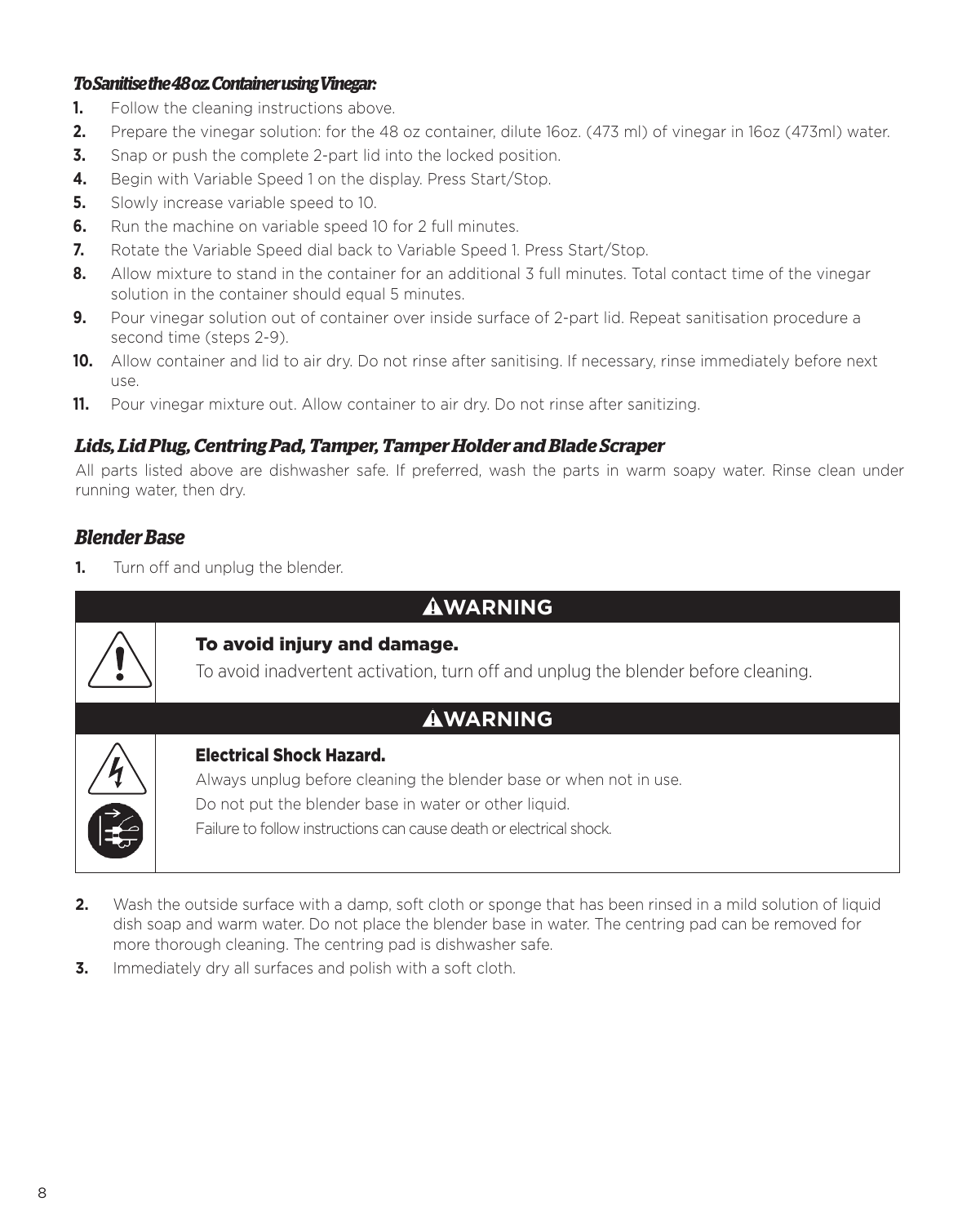### *To Sanitise the 48 oz. Container using Vinegar:*

1. Follow the cleaning instructions above.
2. Prepare the vinegar solution: for the 48 oz container, dilute 16oz. (473 ml) of vinegar in 16oz (473ml) water.
3. Snap or push the complete 2-part lid into the locked position.
4. Begin with Variable Speed 1 on the display. Press Start/Stop.
5. Slowly increase variable speed to 10.
6. Run the machine on variable speed 10 for 2 full minutes.
7. Rotate the Variable Speed dial back to Variable Speed 1. Press Start/Stop.
8. Allow mixture to stand in the container for an additional 3 full minutes. Total contact time of the vinegar solution in the container should equal 5 minutes.
9. Pour vinegar solution out of container over inside surface of 2-part lid. Repeat sanitisation procedure a second time (steps 2-9).
10. Allow container and lid to air dry. Do not rinse after sanitising. If necessary, rinse immediately before next use.
11. Pour vinegar mixture out. Allow container to air dry. Do not rinse after sanitizing.

### *Lids, Lid Plug, Centring Pad, Tamper, Tamper Holder and Blade Scraper*

All parts listed above are dishwasher safe. If preferred, wash the parts in warm soapy water. Rinse clean under running water, then dry.

## *Blender Base*

1. Turn off and unplug the blender.

**⚠WARNING**

**To avoid injury and damage.**

To avoid inadvertent activation, turn off and unplug the blender before cleaning.

**⚠WARNING**

**Electrical Shock Hazard.**

Always unplug before cleaning the blender base or when not in use.

Do not put the blender base in water or other liquid.

Failure to follow instructions can cause death or electrical shock.

2. Wash the outside surface with a damp, soft cloth or sponge that has been rinsed in a mild solution of liquid dish soap and warm water. Do not place the blender base in water. The centring pad can be removed for more thorough cleaning. The centring pad is dishwasher safe.
3. Immediately dry all surfaces and polish with a soft cloth.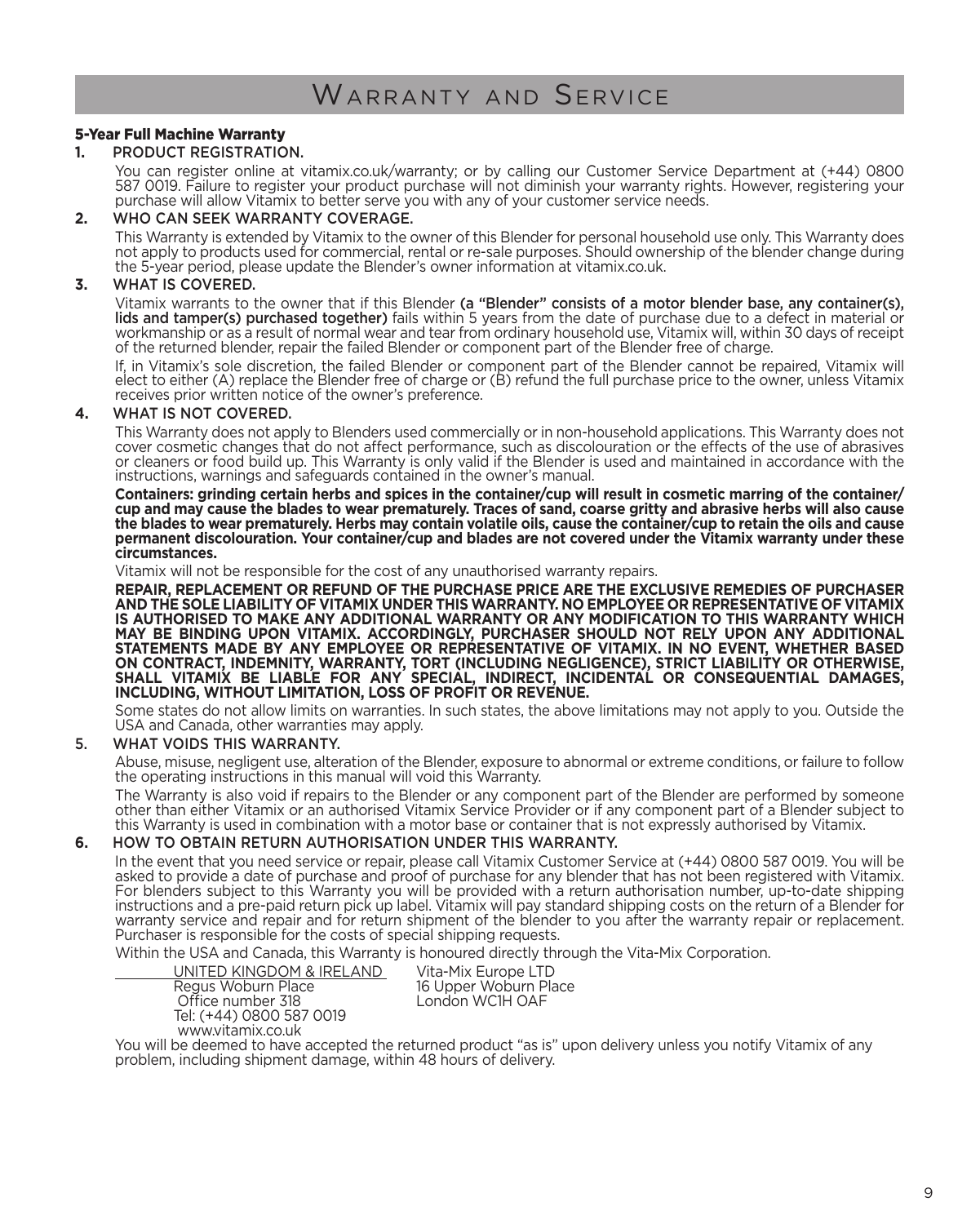# Warranty and Service

### 5-Year Full Machine Warranty

**1. PRODUCT REGISTRATION.**

You can register online at vitamix.co.uk/warranty; or by calling our Customer Service Department at (+44) 0800 587 0019. Failure to register your product purchase will not diminish your warranty rights. However, registering your purchase will allow Vitamix to better serve you with any of your customer service needs.

**2. WHO CAN SEEK WARRANTY COVERAGE.**

This Warranty is extended by Vitamix to the owner of this Blender for personal household use only. This Warranty does not apply to products used for commercial, rental or re-sale purposes. Should ownership of the blender change during the 5-year period, please update the Blender's owner information at vitamix.co.uk.

**3. WHAT IS COVERED.**

Vitamix warrants to the owner that if this Blender **(a "Blender" consists of a motor blender base, any container(s), lids and tamper(s) purchased together)** fails within 5 years from the date of purchase due to a defect in material or workmanship or as a result of normal wear and tear from ordinary household use, Vitamix will, within 30 days of receipt of the returned blender, repair the failed Blender or component part of the Blender free of charge.

If, in Vitamix's sole discretion, the failed Blender or component part of the Blender cannot be repaired, Vitamix will elect to either (A) replace the Blender free of charge or (B) refund the full purchase price to the owner, unless Vitamix receives prior written notice of the owner's preference.

**4. WHAT IS NOT COVERED.**

This Warranty does not apply to Blenders used commercially or in non-household applications. This Warranty does not cover cosmetic changes that do not affect performance, such as discolouration or the effects of the use of abrasives or cleaners or food build up. This Warranty is only valid if the Blender is used and maintained in accordance with the instructions, warnings and safeguards contained in the owner's manual.

**Containers: grinding certain herbs and spices in the container/cup will result in cosmetic marring of the container/cup and may cause the blades to wear prematurely. Traces of sand, coarse gritty and abrasive herbs will also cause the blades to wear prematurely. Herbs may contain volatile oils, cause the container/cup to retain the oils and cause permanent discolouration. Your container/cup and blades are not covered under the Vitamix warranty under these circumstances.**

Vitamix will not be responsible for the cost of any unauthorised warranty repairs.

**REPAIR, REPLACEMENT OR REFUND OF THE PURCHASE PRICE ARE THE EXCLUSIVE REMEDIES OF PURCHASER AND THE SOLE LIABILITY OF VITAMIX UNDER THIS WARRANTY. NO EMPLOYEE OR REPRESENTATIVE OF VITAMIX IS AUTHORISED TO MAKE ANY ADDITIONAL WARRANTY OR ANY MODIFICATION TO THIS WARRANTY WHICH MAY BE BINDING UPON VITAMIX. ACCORDINGLY, PURCHASER SHOULD NOT RELY UPON ANY ADDITIONAL STATEMENTS MADE BY ANY EMPLOYEE OR REPRESENTATIVE OF VITAMIX. IN NO EVENT, WHETHER BASED ON CONTRACT, INDEMNITY, WARRANTY, TORT (INCLUDING NEGLIGENCE), STRICT LIABILITY OR OTHERWISE, SHALL VITAMIX BE LIABLE FOR ANY SPECIAL, INDIRECT, INCIDENTAL OR CONSEQUENTIAL DAMAGES, INCLUDING, WITHOUT LIMITATION, LOSS OF PROFIT OR REVENUE.**

Some states do not allow limits on warranties. In such states, the above limitations may not apply to you. Outside the USA and Canada, other warranties may apply.

**5. WHAT VOIDS THIS WARRANTY.**

Abuse, misuse, negligent use, alteration of the Blender, exposure to abnormal or extreme conditions, or failure to follow the operating instructions in this manual will void this Warranty.

The Warranty is also void if repairs to the Blender or any component part of the Blender are performed by someone other than either Vitamix or an authorised Vitamix Service Provider or if any component part of a Blender subject to this Warranty is used in combination with a motor base or container that is not expressly authorised by Vitamix.

**6. HOW TO OBTAIN RETURN AUTHORISATION UNDER THIS WARRANTY.**

In the event that you need service or repair, please call Vitamix Customer Service at (+44) 0800 587 0019. You will be asked to provide a date of purchase and proof of purchase for any blender that has not been registered with Vitamix. For blenders subject to this Warranty you will be provided with a return authorisation number, up-to-date shipping instructions and a pre-paid return pick up label. Vitamix will pay standard shipping costs on the return of a Blender for warranty service and repair and for return shipment of the blender to you after the warranty repair or replacement. Purchaser is responsible for the costs of special shipping requests.

Within the USA and Canada, this Warranty is honoured directly through the Vita-Mix Corporation.

UNITED KINGDOM & IRELAND
Regus Woburn Place
Office number 318
Tel: (+44) 0800 587 0019
www.vitamix.co.uk

Vita-Mix Europe LTD
16 Upper Woburn Place
London WC1H OAF

You will be deemed to have accepted the returned product "as is" upon delivery unless you notify Vitamix of any problem, including shipment damage, within 48 hours of delivery.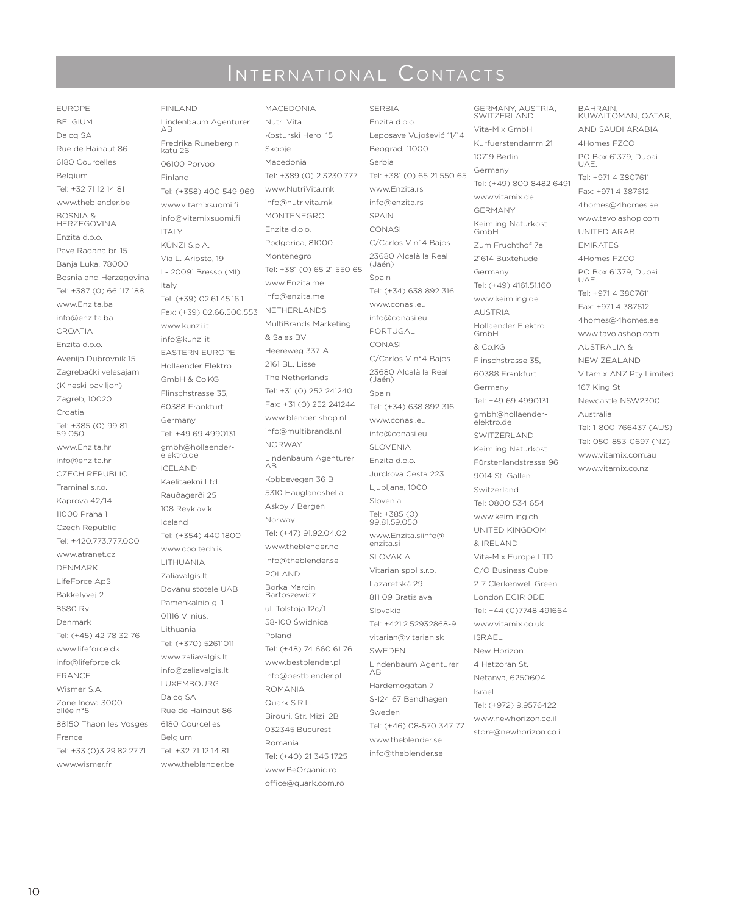# International Contacts

## EUROPE

**BELGIUM**
Dalcq SA
Rue de Hainaut 86
6180 Courcelles
Belgium
Tel: +32 71 12 14 81
www.theblender.be

**BOSNIA & HERZEGOVINA**
Enzita d.o.o.
Pave Radana br. 15
Banja Luka, 78000
Bosnia and Herzegovina
Tel: +387 (0) 66 117 188
www.Enzita.ba
info@enzita.ba

**CROATIA**
Enzita d.o.o.
Avenija Dubrovnik 15
Zagrebački velesajam
(Kineski paviljon)
Zagreb, 10020
Croatia
Tel: +385 (0) 99 81 59 050
www.Enzita.hr
info@enzita.hr

**CZECH REPUBLIC**
Traminal s.r.o.
Kaprova 42/14
11000 Praha 1
Czech Republic
Tel: +420.773.777.000
www.atranet.cz

**DENMARK**
LifeForce ApS
Bakkelyvej 2
8680 Ry
Denmark
Tel: (+45) 42 78 32 76
www.lifeforce.dk
info@lifeforce.dk

**FRANCE**
Wismer S.A.
Zone Inova 3000 – allée n°5
88150 Thaon les Vosges
France
Tel: +33.(0)3.29.82.27.71
www.wismer.fr

**FINLAND**
Lindenbaum Agenturer AB
Fredrika Runebergin katu 26
06100 Porvoo
Finland
Tel: (+358) 400 549 969
www.vitamixsuomi.fi
info@vitamixsuomi.fi

**ITALY**
KÜNZI S.p.A.
Via L. Ariosto, 19
I - 20091 Bresso (MI)
Italy
Tel: (+39) 02.61.45.16.1
Fax: (+39) 02.66.500.553
www.kunzi.it
info@kunzi.it

**EASTERN EUROPE**
Hollaender Elektro GmbH & Co.KG
Flinschstrasse 35,
60388 Frankfurt
Germany
Tel: +49 69 4990131
gmbh@hollaender-elektro.de

**ICELAND**
Kaelitaekni Ltd.
Rauðagerði 25
108 Reykjavík
Iceland
Tel: (+354) 440 1800
www.cooltech.is

**LITHUANIA**
Zaliavalgis.lt
Dovanu stotele UAB
Pamenkalnio g. 1
01116 Vilnius,
Lithuania
Tel: (+370) 52611011
www.zaliavalgis.lt
info@zaliavalgis.lt

**LUXEMBOURG**
Dalcq SA
Rue de Hainaut 86
6180 Courcelles
Belgium
Tel: +32 71 12 14 81
www.theblender.be

**MACEDONIA**
Nutri Vita
Kosturski Heroi 15
Skopje
Macedonia
Tel: +389 (0) 2.3230.777
www.NutriVita.mk
info@nutrivita.mk

**MONTENEGRO**
Enzita d.o.o.
Podgorica, 81000
Montenegro
Tel: +381 (0) 65 21 550 65
www.Enzita.me
info@enzita.me

**NETHERLANDS**
MultiBrands Marketing & Sales BV
Heereweg 337-A
2161 BL, Lisse
The Netherlands
Tel: +31 (0) 252 241240
Fax: +31 (0) 252 241244
www.blender-shop.nl
info@multibrands.nl

**NORWAY**
Lindenbaum Agenturer AB
Kobbevegen 36 B
5310 Hauglandshella
Askoy / Bergen
Norway
Tel: (+47) 91.92.04.02
www.theblender.no
info@theblender.se

**POLAND**
Borka Marcin Bartoszewicz
ul. Tolstoja 12c/1
58-100 Świdnica
Poland
Tel: (+48) 74 660 61 76
www.bestblender.pl
info@bestblender.pl

**ROMANIA**
Quark S.R.L.
Birouri, Str. Mizil 2B
032345 Bucuresti
Romania
Tel: (+40) 21 345 1725
www.BeOrganic.ro
office@quark.com.ro

**SERBIA**
Enzita d.o.o.
Leposave Vujošević 11/14
Beograd, 11000
Serbia
Tel: +381 (0) 65 21 550 65
www.Enzita.rs
info@enzita.rs

**SPAIN**
CONASI
C/Carlos V n°4 Bajos
23680 Alcalà la Real (Jaén)
Spain
Tel: (+34) 638 892 316
www.conasi.eu
info@conasi.eu

**PORTUGAL**
CONASI
C/Carlos V n°4 Bajos
23680 Alcalà la Real (Jaén)
Spain
Tel: (+34) 638 892 316
www.conasi.eu
info@conasi.eu

**SLOVENIA**
Enzita d.o.o.
Jurckova Cesta 223
Ljubljana, 1000
Slovenia
Tel: +385 (0) 99.81.59.050
www.Enzita.siinfo@enzita.si

**SLOVAKIA**
Vitarian spol s.r.o.
Lazaretská 29
811 09 Bratislava
Slovakia
Tel: +421.2.52932868-9
vitarian@vitarian.sk

**SWEDEN**
Lindenbaum Agenturer AB
Hardemogatan 7
S-124 67 Bandhagen
Sweden
Tel: (+46) 08-570 347 77
www.theblender.se
info@theblender.se

**GERMANY, AUSTRIA, SWITZERLAND**
Vita-Mix GmbH
Kurfuerstendamm 21
10719 Berlin
Germany
Tel: (+49) 800 8482 6491
www.vitamix.de

**GERMANY**
Keimling Naturkost GmbH
Zum Fruchthof 7a
21614 Buxtehude
Germany
Tel: (+49) 4161.51.160
www.keimling.de

**AUSTRIA**
Hollaender Elektro GmbH & Co.KG
Flinschstrasse 35,
60388 Frankfurt
Germany
Tel: +49 69 4990131
gmbh@hollaender-elektro.de

**SWITZERLAND**
Keimling Naturkost
Fürstenlandstrasse 96
9014 St. Gallen
Switzerland
Tel: 0800 534 654
www.keimling.ch

**UNITED KINGDOM & IRELAND**
Vita-Mix Europe LTD
C/O Business Cube
2-7 Clerkenwell Green
London EC1R 0DE
Tel: +44 (0)7748 491664
www.vitamix.co.uk

**ISRAEL**
New Horizon
4 Hatzoran St.
Netanya, 6250604
Israel
Tel: (+972) 9.9576422
www.newhorizon.co.il
store@newhorizon.co.il

**BAHRAIN, KUWAIT, OMAN, QATAR, AND SAUDI ARABIA**
4Homes FZCO
PO Box 61379, Dubai UAE.
Tel: +971 4 3807611
Fax: +971 4 387612
4homes@4homes.ae
www.tavolashop.com

**UNITED ARAB EMIRATES**
4Homes FZCO
PO Box 61379, Dubai UAE.
Tel: +971 4 3807611
Fax: +971 4 387612
4homes@4homes.ae
www.tavolashop.com

**AUSTRALIA & NEW ZEALAND**
Vitamix ANZ Pty Limited
167 King St
Newcastle NSW2300
Australia
Tel: 1-800-766437 (AUS)
Tel: 050-853-0697 (NZ)
www.vitamix.com.au
www.vitamix.co.nz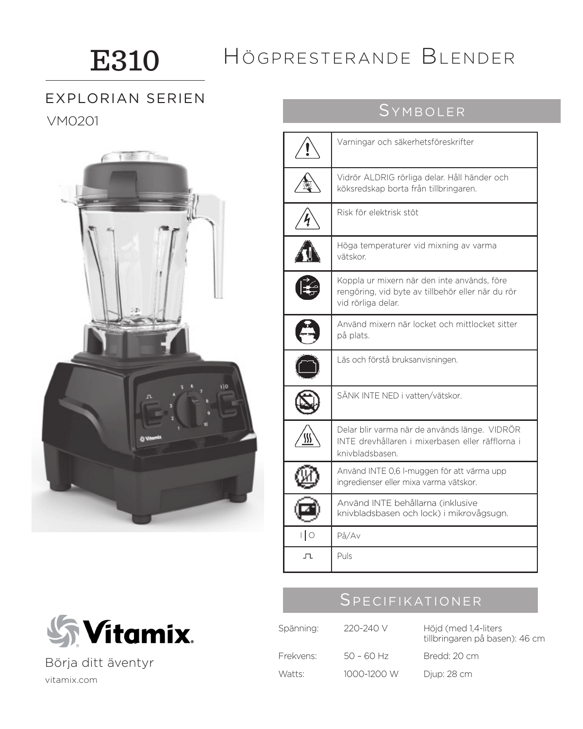# E310

# Högpresterande Blender

## EXPLORIAN SERIEN

VM0201

## Symboler

| Symbol | Beskrivning |
|---|---|
| ⚠ | Varningar och säkerhetsföreskrifter |
| | Vidrör ALDRIG rörliga delar. Håll händer och köksredskap borta från tillbringaren. |
| | Risk för elektrisk stöt |
| | Höga temperaturer vid mixning av varma vätskor. |
| | Koppla ur mixern när den inte används, före rengöring, vid byte av tillbehör eller när du rör vid rörliga delar. |
| | Använd mixern när locket och mittlocket sitter på plats. |
| | Läs och förstå bruksanvisningen. |
| | SÄNK INTE NED i vatten/vätskor. |
| | Delar blir varma när de används länge. VIDRÖR INTE drevhållaren i mixerbasen eller räfflorna i knivbladsbasen. |
| | Använd INTE 0,6 l-muggen för att värma upp ingredienser eller mixa varma vätskor. |
| | Använd INTE behållarna (inklusive knivbladsbasen och lock) i mikrovågsugn. |
| I \| O | På/Av |
| ⎍ | Puls |

## Specifikationer

| | | |
|---|---|---|
| Spänning: 220-240 V | | Höjd (med 1,4-liters tillbringaren på basen): 46 cm |
| Frekvens: 50 – 60 Hz | | Bredd: 20 cm |
| Watts: 1000-1200 W | | Djup: 28 cm |

Vitamix®

Börja ditt äventyr

vitamix.com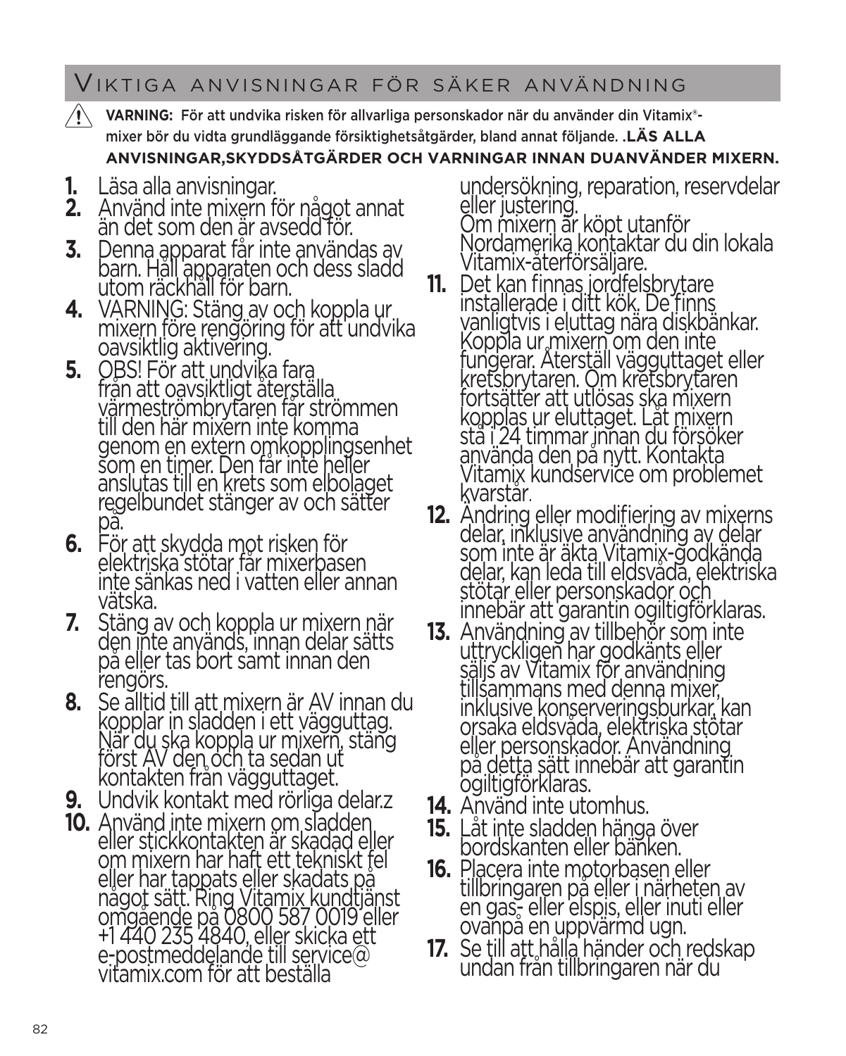## Viktiga anvisningar för säker användning

⚠ **VARNING:** För att undvika risken för allvarliga personskador när du använder din Vitamix®-mixer bör du vidta grundläggande försiktighetsåtgärder, bland annat följande. .**LÄS ALLA ANVISNINGAR,SKYDDSÅTGÄRDER OCH VARNINGAR INNAN DUANVÄNDER MIXERN.**

1. Läsa alla anvisningar.
2. Använd inte mixern för något annat än det som den är avsedd för.
3. Denna apparat får inte användas av barn. Håll apparaten och dess sladd utom räckhåll för barn.
4. VARNING: Stäng av och koppla ur mixern före rengöring för att undvika oavsiktlig aktivering.
5. OBS! För att undvika fara från att oavsiktligt återställa värmeströmbrytaren får strömmen till den här mixern inte komma genom en extern omkopplingsenhet som en timer. Den får inte heller anslutas till en krets som elbolaget regelbundet stänger av och sätter på.
6. För att skydda mot risken för elektriska stötar får mixerbasen inte sänkas ned i vatten eller annan vätska.
7. Stäng av och koppla ur mixern när den inte används, innan delar sätts på eller tas bort samt innan den rengörs.
8. Se alltid till att mixern är AV innan du kopplar in sladden i ett vägguttag. När du ska koppla ur mixern, stäng först AV den och ta sedan ut kontakten från vägguttaget.
9. Undvik kontakt med rörliga delar.z
10. Använd inte mixern om sladden eller stickkontakten är skadad eller om mixern har haft ett tekniskt fel eller har tappats eller skadats på något sätt. Ring Vitamix kundtjänst omgående på 0800 587 0019 eller +1 440 235 4840, eller skicka ett e-postmeddelande till service@vitamix.com för att beställa undersökning, reparation, reservdelar eller justering.
    Om mixern är köpt utanför Nordamerika kontaktar du din lokala Vitamix-återförsäljare.
11. Det kan finnas jordfelsbrytare installerade i ditt kök. De finns vanligtvis i eluttag nära diskbänkar. Koppla ur mixern om den inte fungerar. Återställ vägguttaget eller kretsbrytaren. Om kretsbrytaren fortsätter att utlösas ska mixern kopplas ur eluttaget. Låt mixern stå i 24 timmar innan du försöker använda den på nytt. Kontakta Vitamix kundservice om problemet kvarstår.
12. Ändring eller modifiering av mixerns delar, inklusive användning av delar som inte är äkta Vitamix-godkända delar, kan leda till eldsvåda, elektriska stötar eller personskador och innebär att garantin ogiltigförklaras.
13. Användning av tillbehör som inte uttryckligen har godkänts eller säljs av Vitamix för användning tillsammans med denna mixer, inklusive konserveringsburkar, kan orsaka eldsvåda, elektriska stötar eller personskador. Användning på detta sätt innebär att garantin ogiltigförklaras.
14. Använd inte utomhus.
15. Låt inte sladden hänga över bordskanten eller bänken.
16. Placera inte motorbasen eller tillbringaren på eller i närheten av en gas- eller elspis, eller inuti eller ovanpå en uppvärmd ugn.
17. Se till att hålla händer och redskap undan från tillbringaren när du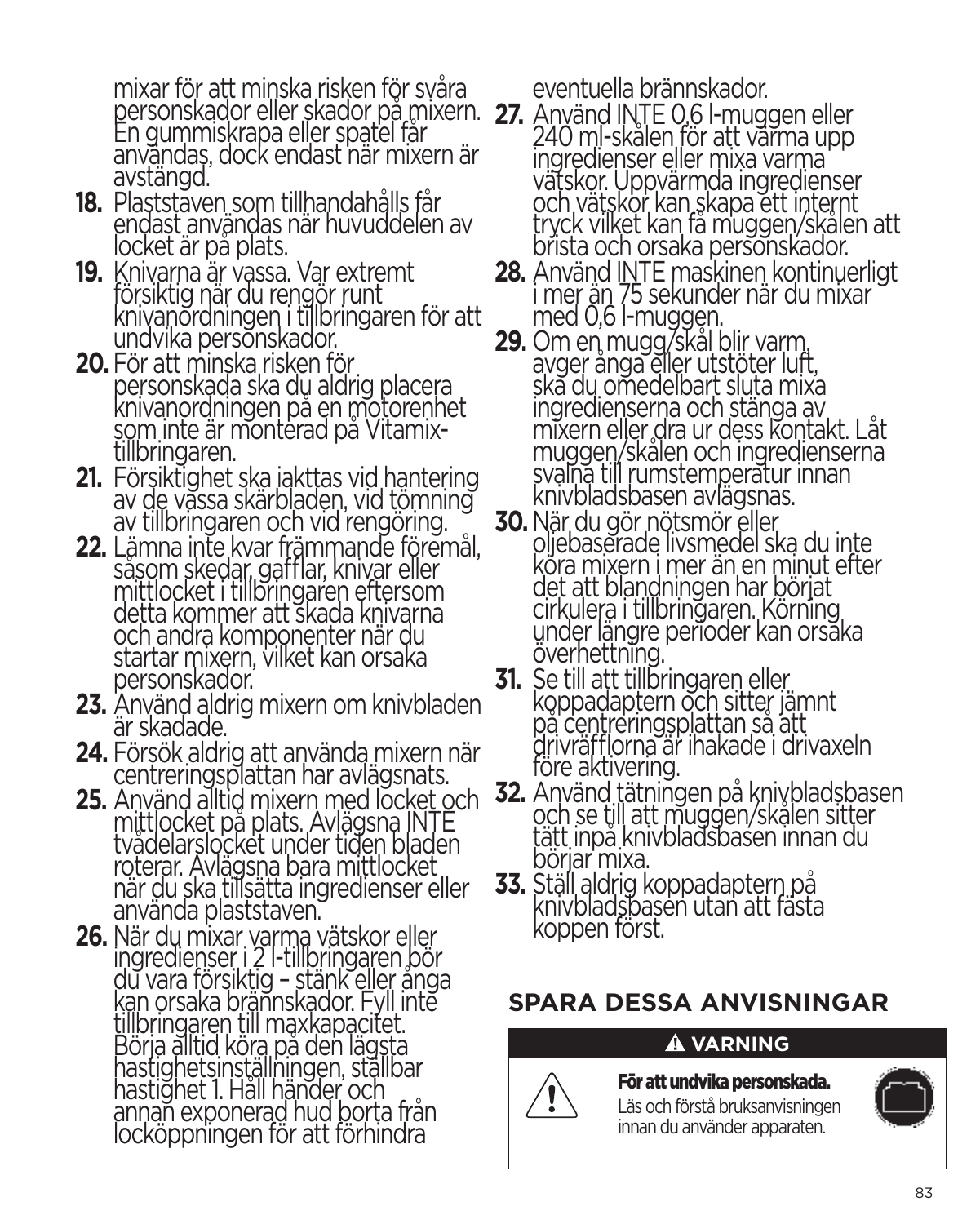mixar för att minska risken för svåra personskador eller skador på mixern. En gummiskrapa eller spatel får användas, dock endast när mixern är avstängd.

18. Plaststaven som tillhandahålls får endast användas när huvuddelen av locket är på plats.
19. Knivarna är vassa. Var extremt försiktig när du rengör runt knivanordningen i tillbringaren för att undvika personskador.
20. För att minska risken för personskada ska du aldrig placera knivanordningen på en motorenhet som inte är monterad på Vitamix-tillbringaren.
21. Försiktighet ska iakttas vid hantering av de vassa skärbladen, vid tömning av tillbringaren och vid rengöring.
22. Lämna inte kvar främmande föremål, såsom skedar, gafflar, knivar eller mittlocket i tillbringaren eftersom detta kommer att skada knivarna och andra komponenter när du startar mixern, vilket kan orsaka personskador.
23. Använd aldrig mixern om knivbladen är skadade.
24. Försök aldrig att använda mixern när centreringsplattan har avlägsnats.
25. Använd alltid mixern med locket och mittlocket på plats. Avlägsna INTE tvådelarslocket under tiden bladen roterar. Avlägsna bara mittlocket när du ska tillsätta ingredienser eller använda plaststaven.
26. När du mixar varma vätskor eller ingredienser i 2 l-tillbringaren bör du vara försiktig – stänk eller ånga kan orsaka brännskador. Fyll inte tillbringaren till maxkapacitet. Börja alltid köra på den lägsta hastighetsinställningen, ställbar hastighet 1. Håll händer och annan exponerad hud borta från locköppningen för att förhindra eventuella brännskador.
27. Använd INTE 0,6 l-muggen eller 240 ml-skålen för att värma upp ingredienser eller mixa varma vätskor. Uppvärmda ingredienser och vätskor kan skapa ett internt tryck vilket kan få muggen/skålen att brista och orsaka personskador.
28. Använd INTE maskinen kontinuerligt i mer än 75 sekunder när du mixar med 0,6 l-muggen.
29. Om en mugg/skål blir varm, avger ånga eller utstöter luft, ska du omedelbart sluta mixa ingredienserna och stänga av mixern eller dra ur dess kontakt. Låt muggen/skålen och ingredienserna svalna till rumstemperatur innan knivbladsbasen avlägsnas.
30. När du gör nötsmör eller oljebaserade livsmedel ska du inte köra mixern i mer än en minut efter det att blandningen har börjat cirkulera i tillbringaren. Körning under längre perioder kan orsaka överhettning.
31. Se till att tillbringaren eller koppadaptern och sitter jämnt på centreringsplattan så att drivräfflorna är ihakade i drivaxeln före aktivering.
32. Använd tätningen på knivbladsbasen och se till att muggen/skålen sitter tätt inpå knivbladsbasen innan du börjar mixa.
33. Ställ aldrig koppadaptern på knivbladsbasen utan att fästa koppen först.

## SPARA DESSA ANVISNINGAR

**⚠ VARNING**

**För att undvika personskada.**

Läs och förstå bruksanvisningen innan du använder apparaten.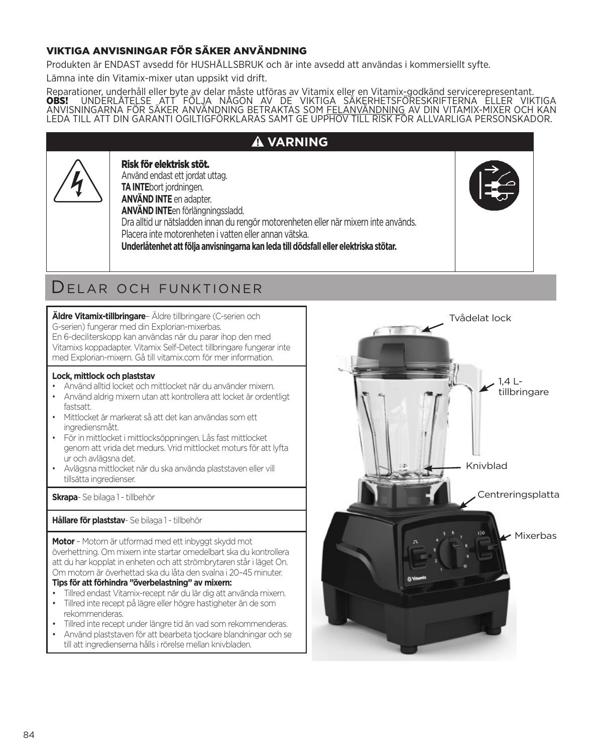## VIKTIGA ANVISNINGAR FÖR SÄKER ANVÄNDNING

Produkten är ENDAST avsedd för HUSHÅLLSBRUK och är inte avsedd att användas i kommersiellt syfte.

Lämna inte din Vitamix-mixer utan uppsikt vid drift.

Reparationer, underhåll eller byte av delar måste utföras av Vitamix eller en Vitamix-godkänd servicerepresentant. **OBS!** UNDERLÅTELSE ATT FÖLJA NÅGON AV DE VIKTIGA SÄKERHETSFÖRESKRIFTERNA ELLER VIKTIGA ANVISNINGARNA FÖR SÄKER ANVÄNDNING BETRAKTAS SOM FELANVÄNDNING AV DIN VITAMIX-MIXER OCH KAN LEDA TILL ATT DIN GARANTI OGILTIGFÖRKLARAS SAMT GE UPPHOV TILL RISK FÖR ALLVARLIGA PERSONSKADOR.

### ⚠ VARNING

**Risk för elektrisk stöt.**
Använd endast ett jordat uttag.
**TA INTE** bort jordningen.
**ANVÄND INTE** en adapter.
**ANVÄND INTE** en förlängningssladd.
Dra alltid ur nätsladden innan du rengör motorenheten eller när mixern inte används.
Placera inte motorenheten i vatten eller annan vätska.
**Underlåtenhet att följa anvisningarna kan leda till dödsfall eller elektriska stötar.**

## Delar och funktioner

**Äldre Vitamix-tillbringare**– Äldre tillbringare (C-serien och G-serien) fungerar med din Explorian-mixerbas.
En 6-deciliterskopp kan användas när du parar ihop den med Vitamixs koppadapter. Vitamix Self-Detect tillbringare fungerar inte med Explorian-mixern. Gå till vitamix.com för mer information.

**Lock, mittlock och plaststav**

- Använd alltid locket och mittlocket när du använder mixern.
- Använd aldrig mixern utan att kontrollera att locket är ordentligt fastsatt.
- Mittlocket är markerat så att det kan användas som ett ingrediensmått.
- För in mittlocket i mittlocksöppningen. Lås fast mittlocket genom att vrida det medurs. Vrid mittlocket moturs för att lyfta ur och avlägsna det.
- Avlägsna mittlocket när du ska använda plaststaven eller vill tillsätta ingredienser.

**Skrapa**- Se bilaga 1 - tillbehör

**Hållare för plaststav**- Se bilaga 1 - tillbehör

**Motor** – Motorn är utformad med ett inbyggt skydd mot överhettning. Om mixern inte startar omedelbart ska du kontrollera att du har kopplat in enheten och att strömbrytaren står i läget On. Om motorn är överhettad ska du låta den svalna i 20–45 minuter.

**Tips för att förhindra ”överbelastning” av mixern:**

- Tillred endast Vitamix-recept när du lär dig att använda mixern.
- Tillred inte recept på lägre eller högre hastigheter än de som rekommenderas.
- Tillred inte recept under längre tid än vad som rekommenderas.
- Använd plaststaven för att bearbeta tjockare blandningar och se till att ingredienserna hålls i rörelse mellan knivbladen.

Tvådelat lock

1,4 L-tillbringare

Knivblad

Centreringsplatta

Mixerbas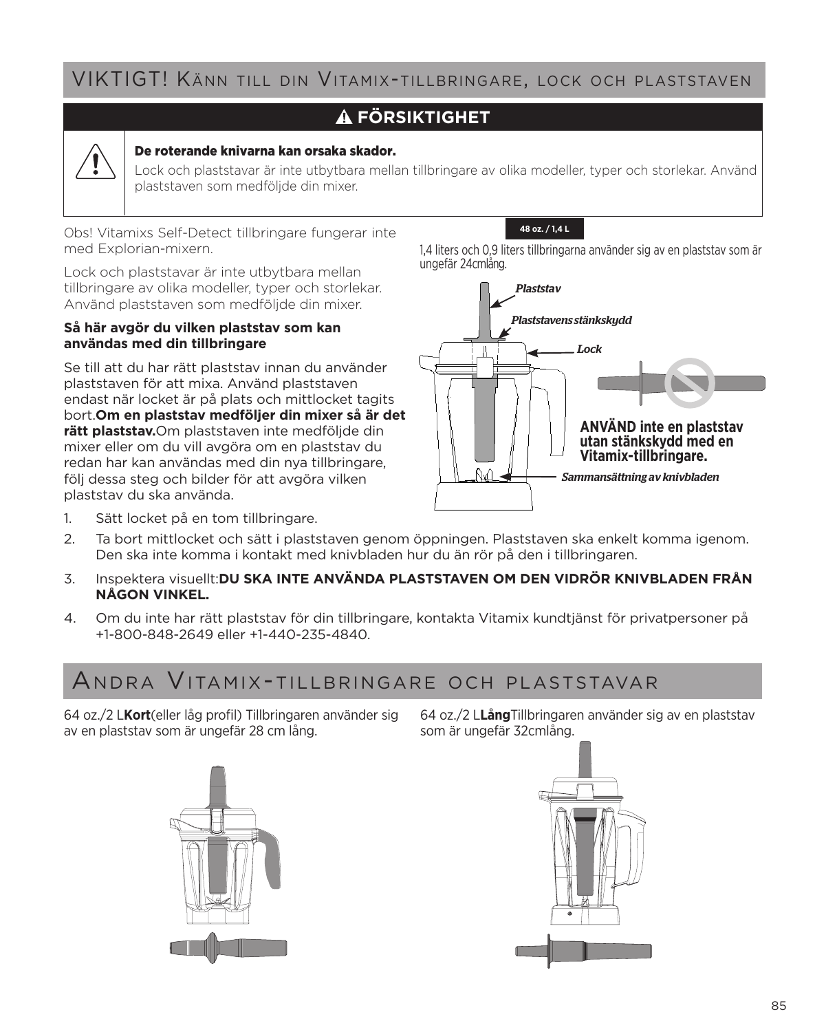## VIKTIGT! Känn till din Vitamix-tillbringare, lock och plaststaven

### ⚠ FÖRSIKTIGHET

**De roterande knivarna kan orsaka skador.**

Lock och plaststavar är inte utbytbara mellan tillbringare av olika modeller, typer och storlekar. Använd plaststaven som medföljde din mixer.

Obs! Vitamixs Self-Detect tillbringare fungerar inte med Explorian-mixern.

Lock och plaststavar är inte utbytbara mellan tillbringare av olika modeller, typer och storlekar. Använd plaststaven som medföljde din mixer.

**Så här avgör du vilken plaststav som kan användas med din tillbringare**

Se till att du har rätt plaststav innan du använder plaststaven för att mixa. Använd plaststaven endast när locket är på plats och mittlocket tagits bort.**Om en plaststav medföljer din mixer så är det rätt plaststav.**Om plaststaven inte medföljde din mixer eller om du vill avgöra om en plaststav du redan har kan användas med din nya tillbringare, följ dessa steg och bilder för att avgöra vilken plaststav du ska använda.

**48 oz. / 1,4 L**

1,4 liters och 0,9 liters tillbringarna använder sig av en plaststav som är ungefär 24cmlång.

*Plaststav*

*Plaststavens stänkskydd*

*Lock*

**ANVÄND inte en plaststav utan stänkskydd med en Vitamix-tillbringare.**

*Sammansättning av knivbladen*

1. Sätt locket på en tom tillbringare.
2. Ta bort mittlocket och sätt i plaststaven genom öppningen. Plaststaven ska enkelt komma igenom. Den ska inte komma i kontakt med knivbladen hur du än rör på den i tillbringaren.
3. Inspektera visuellt:**DU SKA INTE ANVÄNDA PLASTSTAVEN OM DEN VIDRÖR KNIVBLADEN FRÅN NÅGON VINKEL.**
4. Om du inte har rätt plaststav för din tillbringare, kontakta Vitamix kundtjänst för privatpersoner på +1-800-848-2649 eller +1-440-235-4840.

## Andra Vitamix-tillbringare och plaststavar

64 oz./2 L**Kort**(eller låg profil) Tillbringaren använder sig av en plaststav som är ungefär 28 cm lång.

64 oz./2 L**Lång**Tillbringaren använder sig av en plaststav som är ungefär 32cmlång.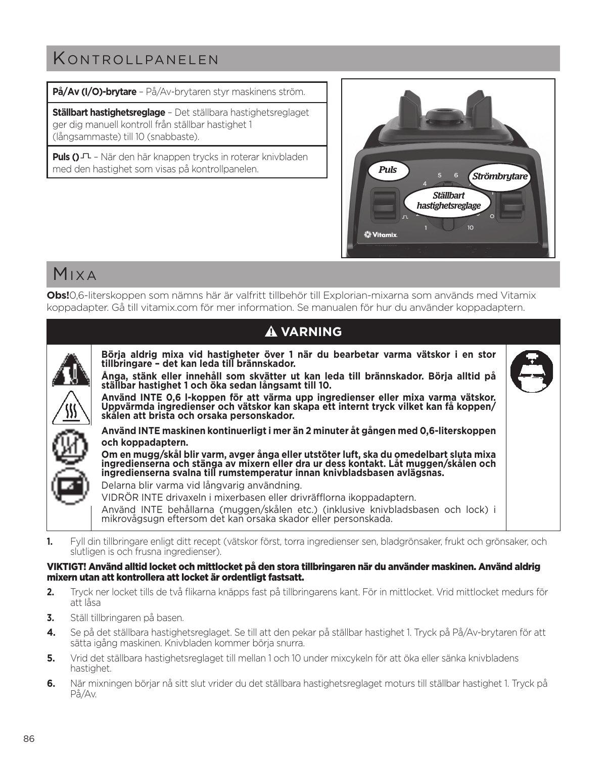## Kontrollpanelen

**På/Av (I/O)-brytare** – På/Av-brytaren styr maskinens ström.

**Ställbart hastighetsreglage** – Det ställbara hastighetsreglaget ger dig manuell kontroll från ställbar hastighet 1 (långsammaste) till 10 (snabbaste).

**Puls ()** ⎍ – När den här knappen trycks in roterar knivbladen med den hastighet som visas på kontrollpanelen.

## Mixa

**Obs!** 0,6-literskoppen som nämns här är valfritt tillbehör till Explorian-mixarna som används med Vitamix koppadapter. Gå till vitamix.com för mer information. Se manualen för hur du använder koppadaptern.

### ⚠ VARNING

**Börja aldrig mixa vid hastigheter över 1 när du bearbetar varma vätskor i en stor tillbringare – det kan leda till brännskador.**

**Ånga, stänk eller innehåll som skvätter ut kan leda till brännskador. Börja alltid på ställbar hastighet 1 och öka sedan långsamt till 10.**

**Använd INTE 0,6 l-koppen för att värma upp ingredienser eller mixa varma vätskor. Uppvärmda ingredienser och vätskor kan skapa ett internt tryck vilket kan få koppen/skålen att brista och orsaka personskador.**

**Använd INTE maskinen kontinuerligt i mer än 2 minuter åt gången med 0,6-literskoppen och koppadaptern.**

**Om en mugg/skål blir varm, avger ånga eller utstöter luft, ska du omedelbart sluta mixa ingredienserna och stänga av mixern eller dra ur dess kontakt. Låt muggen/skålen och ingredienserna svalna till rumstemperatur innan knivbladsbasen avlägsnas.**

Delarna blir varma vid långvarig användning.

VIDRÖR INTE drivaxeln i mixerbasen eller drivräfflorna ikoppadaptern.

Använd INTE behållarna (muggen/skålen etc.) (inklusive knivbladsbasen och lock) i mikrovågsugn eftersom det kan orsaka skador eller personskada.

1. Fyll din tillbringare enligt ditt recept (vätskor först, torra ingredienser sen, bladgrönsaker, frukt och grönsaker, och slutligen is och frusna ingredienser).

**VIKTIGT! Använd alltid locket och mittlocket på den stora tillbringaren när du använder maskinen. Använd aldrig mixern utan att kontrollera att locket är ordentligt fastsatt.**

2. Tryck ner locket tills de två flikarna knäpps fast på tillbringarens kant. För in mittlocket. Vrid mittlocket medurs för att låsa
3. Ställ tillbringaren på basen.
4. Se på det ställbara hastighetsreglaget. Se till att den pekar på ställbar hastighet 1. Tryck på På/Av-brytaren för att sätta igång maskinen. Knivbladen kommer börja snurra.
5. Vrid det ställbara hastighetsreglaget till mellan 1 och 10 under mixcykeln för att öka eller sänka knivbladens hastighet.
6. När mixningen börjar nå sitt slut vrider du det ställbara hastighetsreglaget moturs till ställbar hastighet 1. Tryck på På/Av.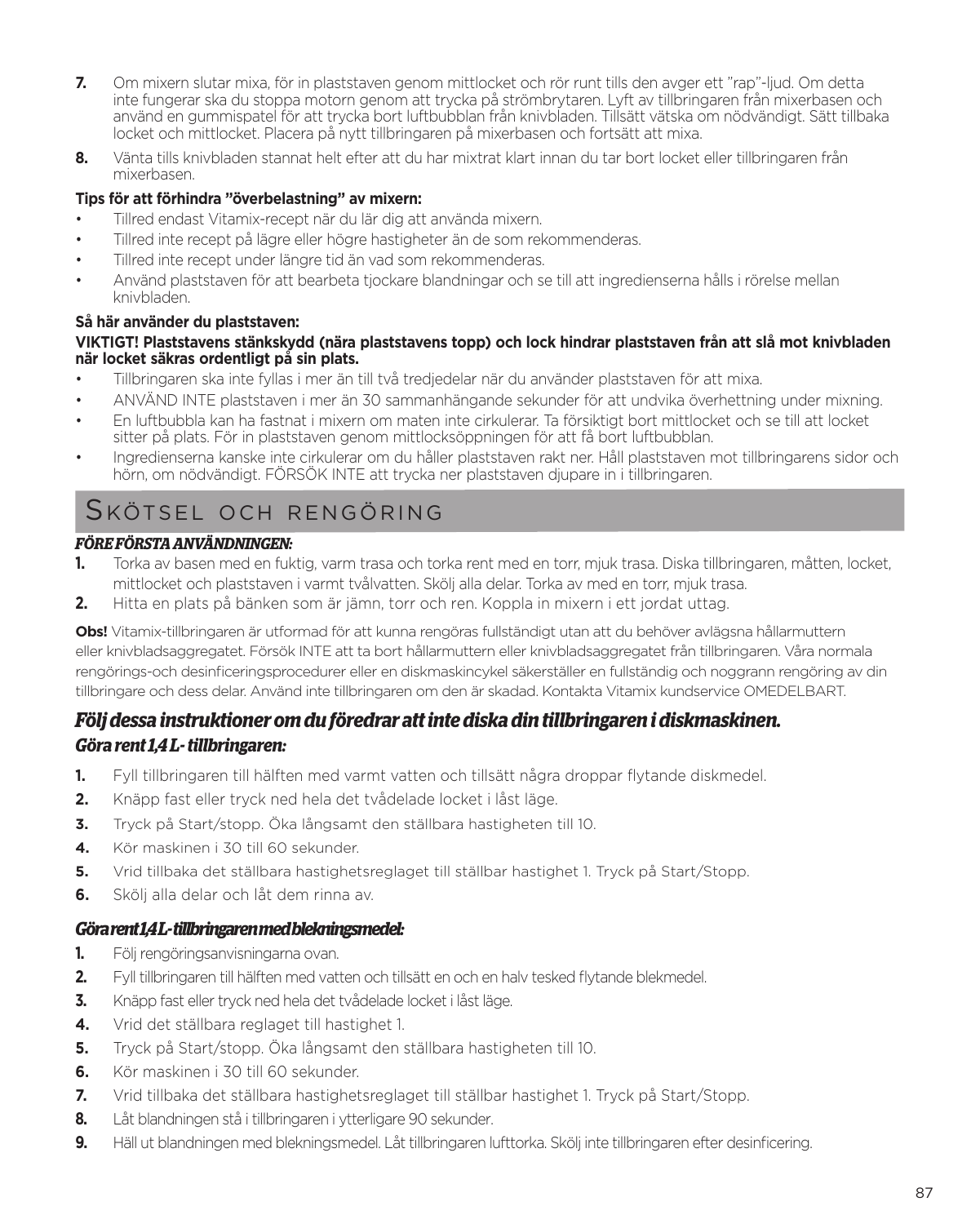7. Om mixern slutar mixa, för in plaststaven genom mittlocket och rör runt tills den avger ett "rap"-ljud. Om detta inte fungerar ska du stoppa motorn genom att trycka på strömbrytaren. Lyft av tillbringaren från mixerbasen och använd en gummispatel för att trycka bort luftbubblan från knivbladen. Tillsätt vätska om nödvändigt. Sätt tillbaka locket och mittlocket. Placera på nytt tillbringaren på mixerbasen och fortsätt att mixa.
8. Vänta tills knivbladen stannat helt efter att du har mixtrat klart innan du tar bort locket eller tillbringaren från mixerbasen.

**Tips för att förhindra "överbelastning" av mixern:**

- Tillred endast Vitamix-recept när du lär dig att använda mixern.
- Tillred inte recept på lägre eller högre hastigheter än de som rekommenderas.
- Tillred inte recept under längre tid än vad som rekommenderas.
- Använd plaststaven för att bearbeta tjockare blandningar och se till att ingredienserna hålls i rörelse mellan knivbladen.

**Så här använder du plaststaven:**

**VIKTIGT! Plaststavens stänkskydd (nära plaststavens topp) och lock hindrar plaststaven från att slå mot knivbladen när locket säkras ordentligt på sin plats.**

- Tillbringaren ska inte fyllas i mer än till två tredjedelar när du använder plaststaven för att mixa.
- ANVÄND INTE plaststaven i mer än 30 sammanhängande sekunder för att undvika överhettning under mixning.
- En luftbubbla kan ha fastnat i mixern om maten inte cirkulerar. Ta försiktigt bort mittlocket och se till att locket sitter på plats. För in plaststaven genom mittlocksöppningen för att få bort luftbubblan.
- Ingredienserna kanske inte cirkulerar om du håller plaststaven rakt ner. Håll plaststaven mot tillbringarens sidor och hörn, om nödvändigt. FÖRSÖK INTE att trycka ner plaststaven djupare in i tillbringaren.

## Skötsel och rengöring

***FÖRE FÖRSTA ANVÄNDNINGEN:***

1. Torka av basen med en fuktig, varm trasa och torka rent med en torr, mjuk trasa. Diska tillbringaren, måtten, locket, mittlocket och plaststaven i varmt tvålvatten. Skölj alla delar. Torka av med en torr, mjuk trasa.
2. Hitta en plats på bänken som är jämn, torr och ren. Koppla in mixern i ett jordat uttag.

**Obs!** Vitamix-tillbringaren är utformad för att kunna rengöras fullständigt utan att du behöver avlägsna hållarmuttern eller knivbladsaggregatet. Försök INTE att ta bort hållarmuttern eller knivbladsaggregatet från tillbringaren. Våra normala rengörings-och desinficeringsprocedurer eller en diskmaskincykel säkerställer en fullständig och noggrann rengöring av din tillbringare och dess delar. Använd inte tillbringaren om den är skadad. Kontakta Vitamix kundservice OMEDELBART.

### *Följ dessa instruktioner om du föredrar att inte diska din tillbringaren i diskmaskinen.*

***Göra rent 1,4 L- tillbringaren:***

1. Fyll tillbringaren till hälften med varmt vatten och tillsätt några droppar flytande diskmedel.
2. Knäpp fast eller tryck ned hela det tvådelade locket i låst läge.
3. Tryck på Start/stopp. Öka långsamt den ställbara hastigheten till 10.
4. Kör maskinen i 30 till 60 sekunder.
5. Vrid tillbaka det ställbara hastighetsreglaget till ställbar hastighet 1. Tryck på Start/Stopp.
6. Skölj alla delar och låt dem rinna av.

***Göra rent 1,4 L- tillbringaren med blekningsmedel:***

1. Följ rengöringsanvisningarna ovan.
2. Fyll tillbringaren till hälften med vatten och tillsätt en och en halv tesked flytande blekmedel.
3. Knäpp fast eller tryck ned hela det tvådelade locket i låst läge.
4. Vrid det ställbara reglaget till hastighet 1.
5. Tryck på Start/stopp. Öka långsamt den ställbara hastigheten till 10.
6. Kör maskinen i 30 till 60 sekunder.
7. Vrid tillbaka det ställbara hastighetsreglaget till ställbar hastighet 1. Tryck på Start/Stopp.
8. Låt blandningen stå i tillbringaren i ytterligare 90 sekunder.
9. Häll ut blandningen med blekningsmedel. Låt tillbringaren lufttorka. Skölj inte tillbringaren efter desinficering.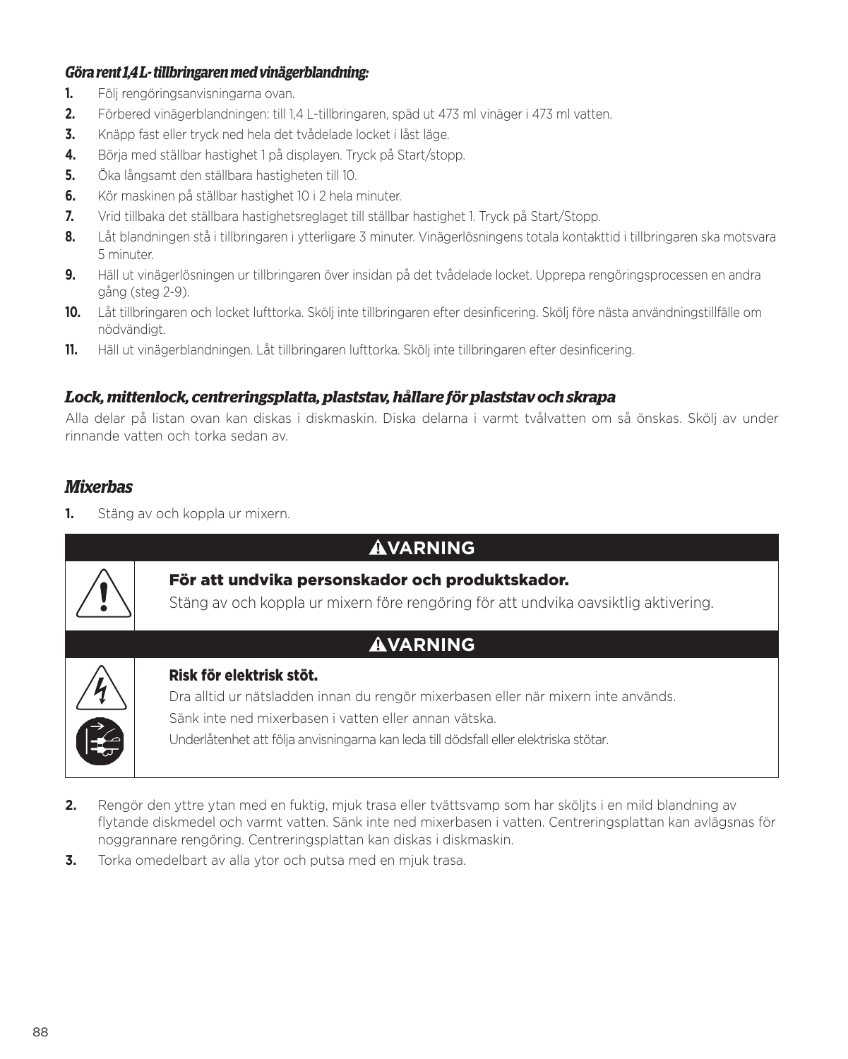***Göra rent 1,4 L- tillbringaren med vinägerblandning:***

1. Följ rengöringsanvisningarna ovan.
2. Förbered vinägerblandningen: till 1,4 L-tillbringaren, späd ut 473 ml vinäger i 473 ml vatten.
3. Knäpp fast eller tryck ned hela det tvådelade locket i låst läge.
4. Börja med ställbar hastighet 1 på displayen. Tryck på Start/stopp.
5. Öka långsamt den ställbara hastigheten till 10.
6. Kör maskinen på ställbar hastighet 10 i 2 hela minuter.
7. Vrid tillbaka det ställbara hastighetsreglaget till ställbar hastighet 1. Tryck på Start/Stopp.
8. Låt blandningen stå i tillbringaren i ytterligare 3 minuter. Vinägerlösningens totala kontakttid i tillbringaren ska motsvara 5 minuter.
9. Häll ut vinägerlösningen ur tillbringaren över insidan på det tvådelade locket. Upprepa rengöringsprocessen en andra gång (steg 2-9).
10. Låt tillbringaren och locket lufttorka. Skölj inte tillbringaren efter desinficering. Skölj före nästa användningstillfälle om nödvändigt.
11. Häll ut vinägerblandningen. Låt tillbringaren lufttorka. Skölj inte tillbringaren efter desinficering.

### *Lock, mittenlock, centreringsplatta, plaststav, hållare för plaststav och skrapa*

Alla delar på listan ovan kan diskas i diskmaskin. Diska delarna i varmt tvålvatten om så önskas. Skölj av under rinnande vatten och torka sedan av.

### *Mixerbas*

1. Stäng av och koppla ur mixern.

**⚠VARNING**

**För att undvika personskador och produktskador.**

Stäng av och koppla ur mixern före rengöring för att undvika oavsiktlig aktivering.

**⚠VARNING**

**Risk för elektrisk stöt.**

Dra alltid ur nätsladden innan du rengör mixerbasen eller när mixern inte används.

Sänk inte ned mixerbasen i vatten eller annan vätska.

Underlåtenhet att följa anvisningarna kan leda till dödsfall eller elektriska stötar.

2. Rengör den yttre ytan med en fuktig, mjuk trasa eller tvättsvamp som har sköljts i en mild blandning av flytande diskmedel och varmt vatten. Sänk inte ned mixerbasen i vatten. Centreringsplattan kan avlägsnas för noggrannare rengöring. Centreringsplattan kan diskas i diskmaskin.
3. Torka omedelbart av alla ytor och putsa med en mjuk trasa.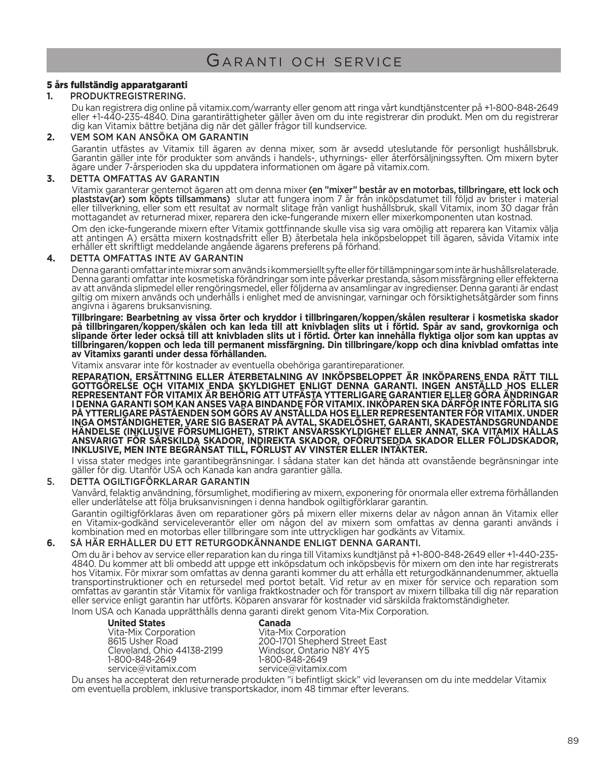# Garanti och service

**5 års fullständig apparatgaranti**

**1.** PRODUKTREGISTRERING.

Du kan registrera dig online på vitamix.com/warranty eller genom att ringa vårt kundtjänstcenter på +1-800-848-2649 eller +1-440-235-4840. Dina garantirättigheter gäller även om du inte registrerar din produkt. Men om du registrerar dig kan Vitamix bättre betjäna dig när det gäller frågor till kundservice.

**2.** VEM SOM KAN ANSÖKA OM GARANTIN

Garantin utfästes av Vitamix till ägaren av denna mixer, som är avsedd uteslutande för personligt hushållsbruk. Garantin gäller inte för produkter som används i handels-, uthyrnings- eller återförsäljningssyften. Om mixern byter ägare under 7-årsperioden ska du uppdatera informationen om ägare på vitamix.com.

**3.** DETTA OMFATTAS AV GARANTIN

Vitamix garanterar gentemot ägaren att om denna mixer **(en "mixer" består av en motorbas, tillbringare, ett lock och plaststav(ar) som köpts tillsammans)** slutar att fungera inom 7 år från inköpsdatumet till följd av brister i material eller tillverkning, eller som ett resultat av normalt slitage från vanligt hushållsbruk, skall Vitamix, inom 30 dagar från mottagandet av returnerad mixer, reparera den icke-fungerande mixern eller mixerkomponenten utan kostnad.

Om den icke-fungerande mixern efter Vitamix gottfinnande skulle visa sig vara omöjlig att reparera kan Vitamix välja att antingen A) ersätta mixern kostnadsfritt eller B) återbetala hela inköpsbeloppet till ägaren, såvida Vitamix inte erhåller ett skriftligt meddelande angående ägarens preferens på förhand.

**4.** DETTA OMFATTAS INTE AV GARANTIN

Denna garanti omfattar inte mixrar som används i kommersiellt syfte eller för tillämpningar som inte är hushållsrelaterade. Denna garanti omfattar inte kosmetiska förändringar som inte påverkar prestanda, såsom missfärgning eller effekterna av att använda slipmedel eller rengöringsmedel, eller följderna av ansamlingar av ingredienser. Denna garanti är endast giltig om mixern används och underhålls i enlighet med de anvisningar, varningar och försiktighetsåtgärder som finns angivna i ägarens bruksanvisning.

**Tillbringare: Bearbetning av vissa örter och kryddor i tillbringaren/koppen/skålen resulterar i kosmetiska skador på tillbringaren/koppen/skålen och kan leda till att knivbladen slits ut i förtid. Spår av sand, grovkorniga och slipande örter leder också till att knivbladen slits ut i förtid. Örter kan innehålla flyktiga oljor som kan upptas av tillbringaren/koppen och leda till permanent missfärgning. Din tillbringare/kopp och dina knivblad omfattas inte av Vitamixs garanti under dessa förhållanden.**

Vitamix ansvarar inte för kostnader av eventuella obehöriga garantireparationer.

**REPARATION, ERSÄTTNING ELLER ÅTERBETALNING AV INKÖPSBELOPPET ÄR INKÖPARENS ENDA RÄTT TILL GOTTGÖRELSE OCH VITAMIX ENDA SKYLDIGHET ENLIGT DENNA GARANTI. INGEN ANSTÄLLD HOS ELLER REPRESENTANT FÖR VITAMIX ÄR BEHÖRIG ATT UTFÄSTA YTTERLIGARE GARANTIER ELLER GÖRA ÄNDRINGAR I DENNA GARANTI SOM KAN ANSES VARA BINDANDE FÖR VITAMIX. INKÖPAREN SKA DÄRFÖR INTE FÖRLITA SIG PÅ YTTERLIGARE PÅSTÅENDEN SOM GÖRS AV ANSTÄLLDA HOS ELLER REPRESENTANTER FÖR VITAMIX. UNDER INGA OMSTÄNDIGHETER, VARE SIG BASERAT PÅ AVTAL, SKADELÖSHET, GARANTI, SKADESTÅNDSGRUNDANDE HÄNDELSE (INKLUSIVE FÖRSUMLIGHET), STRIKT ANSVARSSKYLDIGHET ELLER ANNAT, SKA VITAMIX HÅLLAS ANSVARIGT FÖR SÄRSKILDA SKADOR, INDIREKTA SKADOR, OFÖRUTSEDDA SKADOR ELLER FÖLJDSKADOR, INKLUSIVE, MEN INTE BEGRÄNSAT TILL, FÖRLUST AV VINSTER ELLER INTÄKTER.**

I vissa stater medges inte garantibegränsningar. I sådana stater kan det hända att ovanstående begränsningar inte gäller för dig. Utanför USA och Kanada kan andra garantier gälla.

**5.** DETTA OGILTIGFÖRKLARAR GARANTIN

Vanvård, felaktig användning, försumlighet, modifiering av mixern, exponering för onormala eller extrema förhållanden eller underlåtelse att följa bruksanvisningen i denna handbok ogiltigförklarar garantin.

Garantin ogiltigförklaras även om reparationer görs på mixern eller mixerns delar av någon annan än Vitamix eller en Vitamix-godkänd serviceleverantör eller om någon del av mixern som omfattas av denna garanti används i kombination med en motorbas eller tillbringare som inte uttryckligen har godkänts av Vitamix.

**6.** SÅ HÄR ERHÅLLER DU ETT RETURGODKÄNNANDE ENLIGT DENNA GARANTI.

Om du är i behov av service eller reparation kan du ringa till Vitamixs kundtjänst på +1-800-848-2649 eller +1-440-235-4840. Du kommer att bli ombedd att uppge ett inköpsdatum och inköpsbevis för mixern om den inte har registrerats hos Vitamix. För mixrar som omfattas av denna garanti kommer du att erhålla ett returgodkännandenummer, aktuella transportinstruktioner och en retursedel med portot betalt. Vid retur av en mixer för service och reparation som omfattas av garantin står Vitamix för vanliga fraktkostnader och för transport av mixern tillbaka till dig när reparation eller service enligt garantin har utförts. Köparen ansvarar för kostnader vid särskilda fraktomständigheter.

Inom USA och Kanada upprätthålls denna garanti direkt genom Vita-Mix Corporation.

**United States**
Vita-Mix Corporation
8615 Usher Road
Cleveland, Ohio 44138-2199
1-800-848-2649
service@vitamix.com

**Canada**
Vita-Mix Corporation
200-1701 Shepherd Street East
Windsor, Ontario N8Y 4Y5
1-800-848-2649
service@vitamix.com

Du anses ha accepterat den returnerade produkten "i befintligt skick" vid leveransen om du inte meddelar Vitamix om eventuella problem, inklusive transportskador, inom 48 timmar efter leverans.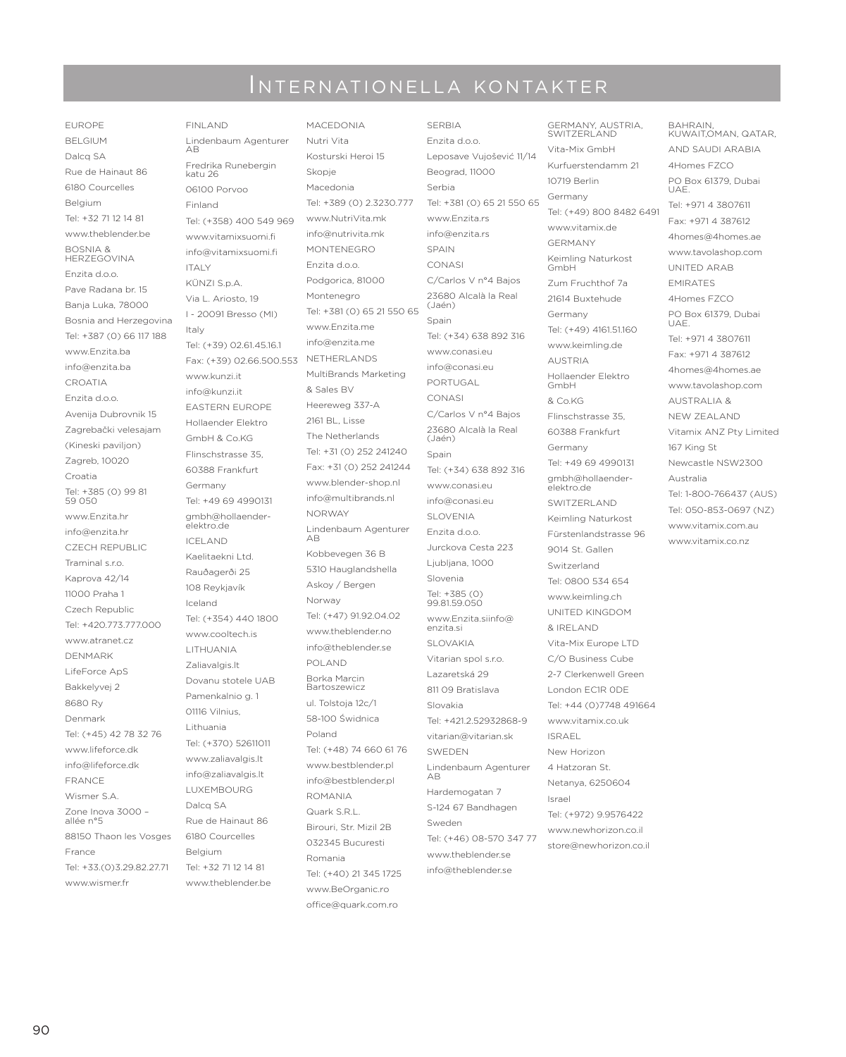# Internationella kontakter

EUROPE

BELGIUM
Dalcq SA
Rue de Hainaut 86
6180 Courcelles
Belgium
Tel: +32 71 12 14 81
www.theblender.be

BOSNIA & HERZEGOVINA
Enzita d.o.o.
Pave Radana br. 15
Banja Luka, 78000
Bosnia and Herzegovina
Tel: +387 (0) 66 117 188
www.Enzita.ba
info@enzita.ba

CROATIA
Enzita d.o.o.
Avenija Dubrovnik 15
Zagrebački velesajam
(Kineski paviljon)
Zagreb, 10020
Croatia
Tel: +385 (0) 99 81 59 050
www.Enzita.hr
info@enzita.hr

CZECH REPUBLIC
Traminal s.r.o.
Kaprova 42/14
11000 Praha 1
Czech Republic
Tel: +420.773.777.000
www.atranet.cz

DENMARK
LifeForce ApS
Bakkelyvej 2
8680 Ry
Denmark
Tel: (+45) 42 78 32 76
www.lifeforce.dk
info@lifeforce.dk

FRANCE
Wismer S.A.
Zone Inova 3000 – allée n°5
88150 Thaon les Vosges
France
Tel: +33.(0)3.29.82.27.71
www.wismer.fr

FINLAND
Lindenbaum Agenturer AB
Fredrika Runebergin katu 26
06100 Porvoo
Finland
Tel: (+358) 400 549 969
www.vitamixsuomi.fi
info@vitamixsuomi.fi

ITALY
KÜNZI S.p.A.
Via L. Ariosto, 19
I - 20091 Bresso (MI)
Italy
Tel: (+39) 02.61.45.16.1
Fax: (+39) 02.66.500.553
www.kunzi.it
info@kunzi.it

EASTERN EUROPE
Hollaender Elektro
GmbH & Co.KG
Flinschstrasse 35,
60388 Frankfurt
Germany
Tel: +49 69 4990131
gmbh@hollaender-elektro.de

ICELAND
Kaelitaekni Ltd.
Rauðagerði 25
108 Reykjavík
Iceland
Tel: (+354) 440 1800
www.cooltech.is

LITHUANIA
Zaliavalgis.lt
Dovanu stotele UAB
Pamenkalnio g. 1
01116 Vilnius,
Lithuania
Tel: (+370) 52611011
www.zaliavalgis.lt
info@zaliavalgis.lt

LUXEMBOURG
Dalcq SA
Rue de Hainaut 86
6180 Courcelles
Belgium
Tel: +32 71 12 14 81
www.theblender.be

MACEDONIA
Nutri Vita
Kosturski Heroi 15
Skopje
Macedonia
Tel: +389 (0) 2.3230.777
www.NutriVita.mk
info@nutrivita.mk

MONTENEGRO
Enzita d.o.o.
Podgorica, 81000
Montenegro
Tel: +381 (0) 65 21 550 65
www.Enzita.me
info@enzita.me

NETHERLANDS
MultiBrands Marketing
& Sales BV
Heereweg 337-A
2161 BL, Lisse
The Netherlands
Tel: +31 (0) 252 241240
Fax: +31 (0) 252 241244
www.blender-shop.nl
info@multibrands.nl

NORWAY
Lindenbaum Agenturer AB
Kobbevegen 36 B
5310 Hauglandshella
Askoy / Bergen
Norway
Tel: (+47) 91.92.04.02
www.theblender.no
info@theblender.se

POLAND
Borka Marcin Bartoszewicz
ul. Tolstoja 12c/1
58-100 Świdnica
Poland
Tel: (+48) 74 660 61 76
www.bestblender.pl
info@bestblender.pl

ROMANIA
Quark S.R.L.
Birouri, Str. Mizil 2B
032345 Bucuresti
Romania
Tel: (+40) 21 345 1725
www.BeOrganic.ro
office@quark.com.ro

SERBIA
Enzita d.o.o.
Leposave Vujošević 11/14
Beograd, 11000
Serbia
Tel: +381 (0) 65 21 550 65
www.Enzita.rs
info@enzita.rs

SPAIN
CONASI
C/Carlos V n°4 Bajos
23680 Alcalà la Real (Jaén)
Spain
Tel: (+34) 638 892 316
www.conasi.eu
info@conasi.eu

PORTUGAL
CONASI
C/Carlos V n°4 Bajos
23680 Alcalà la Real (Jaén)
Spain
Tel: (+34) 638 892 316
www.conasi.eu
info@conasi.eu

SLOVENIA
Enzita d.o.o.
Jurckova Cesta 223
Ljubljana, 1000
Slovenia
Tel: +385 (0) 99.81.59.050
www.Enzita.siinfo@enzita.si

SLOVAKIA
Vitarian spol s.r.o.
Lazaretská 29
811 09 Bratislava
Slovakia
Tel: +421.2.52932868-9
vitarian@vitarian.sk

SWEDEN
Lindenbaum Agenturer AB
Hardemogatan 7
S-124 67 Bandhagen
Sweden
Tel: (+46) 08-570 347 77
www.theblender.se
info@theblender.se

GERMANY, AUSTRIA, SWITZERLAND
Vita-Mix GmbH
Kurfuerstendamm 21
10719 Berlin
Germany
Tel: (+49) 800 8482 6491
www.vitamix.de

GERMANY
Keimling Naturkost GmbH
Zum Fruchthof 7a
21614 Buxtehude
Germany
Tel: (+49) 4161.51.160
www.keimling.de

AUSTRIA
Hollaender Elektro GmbH
& Co.KG
Flinschstrasse 35,
60388 Frankfurt
Germany
Tel: +49 69 4990131
gmbh@hollaender-elektro.de

SWITZERLAND
Keimling Naturkost
Fürstenlandstrasse 96
9014 St. Gallen
Switzerland
Tel: 0800 534 654
www.keimling.ch

UNITED KINGDOM
& IRELAND
Vita-Mix Europe LTD
C/O Business Cube
2-7 Clerkenwell Green
London EC1R 0DE
Tel: +44 (0)7748 491664
www.vitamix.co.uk

ISRAEL
New Horizon
4 Hatzoran St.
Netanya, 6250604
Israel
Tel: (+972) 9.9576422
www.newhorizon.co.il
store@newhorizon.co.il

BAHRAIN, KUWAIT,OMAN, QATAR,
AND SAUDI ARABIA
4Homes FZCO
PO Box 61379, Dubai UAE.
Tel: +971 4 3807611
Fax: +971 4 387612
4homes@4homes.ae
www.tavolashop.com

UNITED ARAB
EMIRATES
4Homes FZCO
PO Box 61379, Dubai UAE.
Tel: +971 4 3807611
Fax: +971 4 387612
4homes@4homes.ae
www.tavolashop.com

AUSTRALIA &
NEW ZEALAND
Vitamix ANZ Pty Limited
167 King St
Newcastle NSW2300
Australia
Tel: 1-800-766437 (AUS)
Tel: 050-853-0697 (NZ)
www.vitamix.com.au
www.vitamix.co.nz